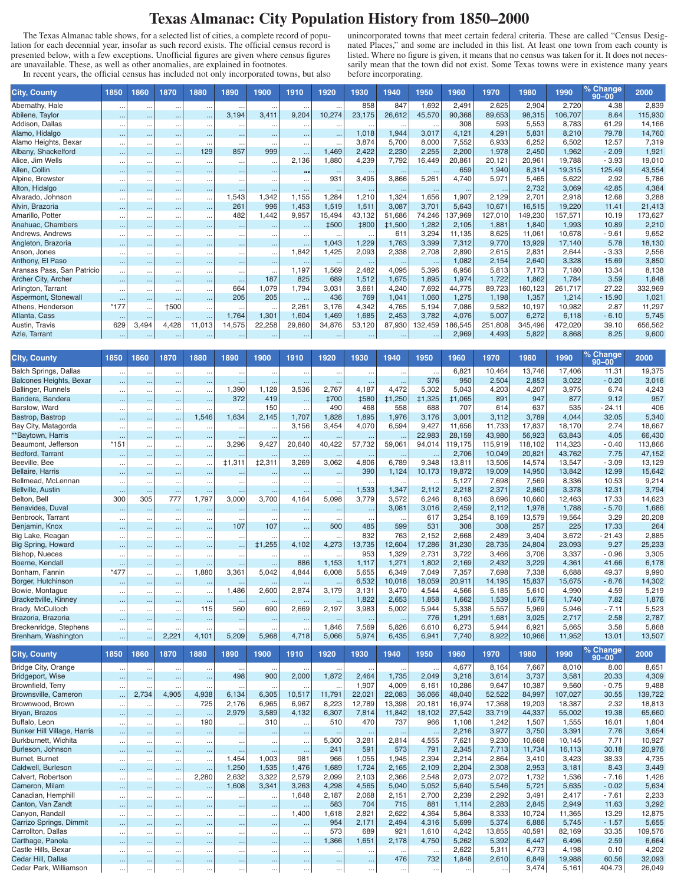# Texas Almanac: City Population History from 1850–2000

The Texas Almanac table shows, for a selected list of cities, a complete record of population for each decennial year, insofar as such record exists. The official census record is presented below, with a few exceptions. Unofficial figures are given where census figures are unavailable. These, as well as other anomalies, are explained in footnotes.

In recent years, the official census has included not only incorporated towns, but also unincorporated towns that meet certain federal criteria. These are called "Census Designated Places," and some are included in this list. At least one town from each county is listed. Where no figure is given, it means that no census was taken for it. It does not necessarily mean that the town did not exist. Some Texas towns were in existence many years before incorporating.

| City, County | 1850 | 1860 | 1870 | 1880 | 1890 | 1900 | 1910 | 1920 | 1930 | 1940 | 1950 | 1960 | 1970 | 1980 | 1990 | % Change 90–00 | 2000 |
|---|---|---|---|---|---|---|---|---|---|---|---|---|---|---|---|---|---|
| Abernathy, Hale | ... | ... | ... | ... | ... | ... | ... | ... | 858 | 847 | 1,692 | 2,491 | 2,625 | 2,904 | 2,720 | 4.38 | 2,839 |
| Abilene, Taylor | ... | ... | ... | ... | 3,194 | 3,411 | 9,204 | 10,274 | 23,175 | 26,612 | 45,570 | 90,368 | 89,653 | 98,315 | 106,707 | 8.64 | 115,930 |
| Addison, Dallas | ... | ... | ... | ... | ... | ... | ... | ... | ... | ... | ... | 308 | 593 | 5,553 | 8,783 | 61.29 | 14,166 |
| Alamo, Hidalgo | ... | ... | ... | ... | ... | ... | ... | ... | 1,018 | 1,944 | 3,017 | 4,121 | 4,291 | 5,831 | 8,210 | 79.78 | 14,760 |
| Alamo Heights, Bexar | ... | ... | ... | ... | ... | ... | ... | ... | 3,874 | 5,700 | 8,000 | 7,552 | 6,933 | 6,252 | 6,502 | 12.57 | 7,319 |
| Albany, Shackelford | ... | ... | ... | 129 | 857 | 999 | ... | 1,469 | 2,422 | 2,230 | 2,255 | 2,200 | 1,978 | 2,450 | 1,962 | - 2.09 | 1,921 |
| Alice, Jim Wells | ... | ... | ... | ... | ... | ... | 2,136 | 1,880 | 4,239 | 7,792 | 16,449 | 20,861 | 20,121 | 20,961 | 19,788 | - 3.93 | 19,010 |
| Allen, Collin | ... | ... | ... | ... | ... | ... | ... | ... | ... | ... | ... | 659 | 1,940 | 8,314 | 19,315 | 125.49 | 43,554 |
| Alpine, Brewster | ... | ... | ... | ... | ... | ... | ... | 931 | 3,495 | 3,866 | 5,261 | 4,740 | 5,971 | 5,465 | 5,622 | 2.92 | 5,786 |
| Alton, Hidalgo | ... | ... | ... | ... | ... | ... | ... | ... | ... | ... | ... | ... | ... | 2,732 | 3,069 | 42.85 | 4,384 |
| Alvarado, Johnson | ... | ... | ... | ... | 1,543 | 1,342 | 1,155 | 1,284 | 1,210 | 1,324 | 1,656 | 1,907 | 2,129 | 2,701 | 2,918 | 12.68 | 3,288 |
| Alvin, Brazoria | ... | ... | ... | ... | 261 | 996 | 1,453 | 1,519 | 1,511 | 3,087 | 3,701 | 5,643 | 10,671 | 16,515 | 19,220 | 11.41 | 21,413 |
| Amarillo, Potter | ... | ... | ... | ... | 482 | 1,442 | 9,957 | 15,494 | 43,132 | 51,686 | 74,246 | 137,969 | 127,010 | 149,230 | 157,571 | 10.19 | 173,627 |
| Anahuac, Chambers | ... | ... | ... | ... | ... | ... | ... | ‡500 | ‡800 | ‡1,500 | 1,282 | 2,105 | 1,881 | 1,840 | 1,993 | 10.89 | 2,210 |
| Andrews, Andrews | ... | ... | ... | ... | ... | ... | ... | ... | ... | 611 | 3,294 | 11,135 | 8,625 | 11,061 | 10,678 | - 9.61 | 9,652 |
| Angleton, Brazoria | ... | ... | ... | ... | ... | ... | ... | 1,043 | 1,229 | 1,763 | 3,399 | 7,312 | 9,770 | 13,929 | 17,140 | 5.78 | 18,130 |
| Anson, Jones | ... | ... | ... | ... | ... | ... | 1,842 | 1,425 | 2,093 | 2,338 | 2,708 | 2,890 | 2,615 | 2,831 | 2,644 | - 3.33 | 2,556 |
| Anthony, El Paso | ... | ... | ... | ... | ... | ... | ... | ... | ... | ... | ... | 1,082 | 2,154 | 2,640 | 3,328 | 15.69 | 3,850 |
| Aransas Pass, San Patricio | ... | ... | ... | ... | ... | ... | 1,197 | 1,569 | 2,482 | 4,095 | 5,396 | 6,956 | 5,813 | 7,173 | 7,180 | 13.34 | 8,138 |
| Archer City, Archer | ... | ... | ... | ... | ... | 187 | 825 | 689 | 1,512 | 1,675 | 1,895 | 1,974 | 1,722 | 1,862 | 1,784 | 3.59 | 1,848 |
| Arlington, Tarrant | ... | ... | ... | ... | 664 | 1,079 | 1,794 | 3,031 | 3,661 | 4,240 | 7,692 | 44,775 | 89,723 | 160,123 | 261,717 | 27.22 | 332,969 |
| Aspermont, Stonewall | ... | ... | ... | ... | 205 | 205 | ... | 436 | 769 | 1,041 | 1,060 | 1,275 | 1,198 | 1,357 | 1,214 | - 15.90 | 1,021 |
| Athens, Henderson | *177 | ... | †500 | ... | ... | ... | 2,261 | 3,176 | 4,342 | 4,765 | 5,194 | 7,086 | 9,582 | 10,197 | 10,982 | 2.87 | 11,297 |
| Atlanta, Cass | ... | ... | ... | ... | 1,764 | 1,301 | 1,604 | 1,469 | 1,685 | 2,453 | 3,782 | 4,076 | 5,007 | 6,272 | 6,118 | - 6.10 | 5,745 |
| Austin, Travis | 629 | 3,494 | 4,428 | 11,013 | 14,575 | 22,258 | 29,860 | 34,876 | 53,120 | 87,930 | 132,459 | 186,545 | 251,808 | 345,496 | 472,020 | 39.10 | 656,562 |
| Azle, Tarrant | ... | ... | ... | ... | ... | ... | ... | ... | ... | ... | ... | 2,969 | 4,493 | 5,822 | 8,868 | 8.25 | 9,600 |
| Balch Springs, Dallas | ... | ... | ... | ... | ... | ... | ... | ... | ... | ... | ... | 6,821 | 10,464 | 13,746 | 17,406 | 11.31 | 19,375 |
| Balcones Heights, Bexar | ... | ... | ... | ... | ... | ... | ... | ... | ... | ... | 376 | 950 | 2,504 | 2,853 | 3,022 | - 0.20 | 3,016 |
| Ballinger, Runnels | ... | ... | ... | ... | 1,390 | 1,128 | 3,536 | 2,767 | 4,187 | 4,472 | 5,302 | 5,043 | 4,203 | 4,207 | 3,975 | 6.74 | 4,243 |
| Bandera, Bandera | ... | ... | ... | ... | 372 | 419 | ... | ‡700 | ‡580 | ‡1,250 | ‡1,325 | ‡1,065 | 891 | 947 | 877 | 9.12 | 957 |
| Barstow, Ward | ... | ... | ... | ... | ... | 150 | ... | 490 | 468 | 558 | 688 | 707 | 614 | 637 | 535 | - 24.11 | 406 |
| Bastrop, Bastrop | ... | ... | ... | 1,546 | 1,634 | 2,145 | 1,707 | 1,828 | 1,895 | 1,976 | 3,176 | 3,001 | 3,112 | 3,789 | 4,044 | 32.05 | 5,340 |
| Bay City, Matagorda | ... | ... | ... | ... | ... | ... | 3,156 | 3,454 | 4,070 | 6,594 | 9,427 | 11,656 | 11,733 | 17,837 | 18,170 | 2.74 | 18,667 |
| **Baytown, Harris | ... | ... | ... | ... | ... | ... | ... | ... | ... | ... | 22,983 | 28,159 | 43,980 | 56,923 | 63,843 | 4.05 | 66,430 |
| Beaumont, Jefferson | *151 | ... | ... | ... | 3,296 | 9,427 | 20,640 | 40,422 | 57,732 | 59,061 | 94,014 | 119,175 | 115,919 | 118,102 | 114,323 | - 0.40 | 113,866 |
| Bedford, Tarrant | ... | ... | ... | ... | ... | ... | ... | ... | ... | ... | ... | 2,706 | 10,049 | 20,821 | 43,762 | 7.75 | 47,152 |
| Beeville, Bee | ... | ... | ... | ... | ‡1,311 | ‡2,311 | 3,269 | 3,062 | 4,806 | 6,789 | 9,348 | 13,811 | 13,506 | 14,574 | 13,547 | - 3.09 | 13,129 |
| Bellaire, Harris | ... | ... | ... | ... | ... | ... | ... | ... | 390 | 1,124 | 10,173 | 19,872 | 19,009 | 14,950 | 13,842 | 12.99 | 15,642 |
| Bellmead, McLennan | ... | ... | ... | ... | ... | ... | ... | ... | ... | ... | ... | 5,127 | 7,698 | 7,569 | 8,336 | 10.53 | 9,214 |
| Bellville, Austin | ... | ... | ... | ... | ... | ... | ... | ... | 1,533 | 1,347 | 2,112 | 2,218 | 2,371 | 2,860 | 3,378 | 12.31 | 3,794 |
| Belton, Bell | 300 | 305 | 777 | 1,797 | 3,000 | 3,700 | 4,164 | 5,098 | 3,779 | 3,572 | 6,246 | 8,163 | 8,696 | 10,660 | 12,463 | 17.33 | 14,623 |
| Benavides, Duval | ... | ... | ... | ... | ... | ... | ... | ... | ... | 3,081 | 3,016 | 2,459 | 2,112 | 1,978 | 1,788 | - 5.70 | 1,686 |
| Benbrook, Tarrant | ... | ... | ... | ... | ... | ... | ... | ... | ... | ... | 617 | 3,254 | 8,169 | 13,579 | 19,564 | 3.29 | 20,208 |
| Benjamin, Knox | ... | ... | ... | ... | 107 | 107 | ... | 500 | 485 | 599 | 531 | 308 | 308 | 257 | 225 | 17.33 | 264 |
| Big Lake, Reagan | ... | ... | ... | ... | ... | ... | ... | ... | 832 | 763 | 2,152 | 2,668 | 2,489 | 3,404 | 3,672 | - 21.43 | 2,885 |
| Big Spring, Howard | ... | ... | ... | ... | ... | ‡1,255 | 4,102 | 4,273 | 13,735 | 12,604 | 17,286 | 31,230 | 28,735 | 24,804 | 23,093 | 9.27 | 25,233 |
| Bishop, Nueces | ... | ... | ... | ... | ... | ... | ... | ... | 953 | 1,329 | 2,731 | 3,722 | 3,466 | 3,706 | 3,337 | - 0.96 | 3,305 |
| Boerne, Kendall | ... | ... | ... | ... | ... | ... | 886 | 1,153 | 1,117 | 1,271 | 1,802 | 2,169 | 2,432 | 3,229 | 4,361 | 41.66 | 6,178 |
| Bonham, Fannin | *477 | ... | ... | 1,880 | 3,361 | 5,042 | 4,844 | 6,008 | 5,655 | 6,349 | 7,049 | 7,357 | 7,698 | 7,338 | 6,688 | 49.37 | 9,990 |
| Borger, Hutchinson | ... | ... | ... | ... | ... | ... | ... | ... | 6,532 | 10,018 | 18,059 | 20,911 | 14,195 | 15,837 | 15,675 | - 8.76 | 14,302 |
| Bowie, Montague | ... | ... | ... | ... | 1,486 | 2,600 | 2,874 | 3,179 | 3,131 | 3,470 | 4,544 | 4,566 | 5,185 | 5,610 | 4,990 | 4.59 | 5,219 |
| Brackettville, Kinney | ... | ... | ... | ... | ... | ... | ... | ... | 1,822 | 2,653 | 1,858 | 1,662 | 1,539 | 1,676 | 1,740 | 7.82 | 1,876 |
| Brady, McCulloch | ... | ... | ... | 115 | 560 | 690 | 2,669 | 2,197 | 3,983 | 5,002 | 5,944 | 5,338 | 5,557 | 5,969 | 5,946 | - 7.11 | 5,523 |
| Brazoria, Brazoria | ... | ... | ... | ... | ... | ... | ... | ... | ... | ... | 776 | 1,291 | 1,681 | 3,025 | 2,717 | 2.58 | 2,787 |
| Breckenridge, Stephens | ... | ... | ... | ... | ... | ... | ... | 1,846 | 7,569 | 5,826 | 6,610 | 6,273 | 5,944 | 6,921 | 5,665 | 3.58 | 5,868 |
| Brenham, Washington | ... | ... | 2,221 | 4,101 | 5,209 | 5,968 | 4,718 | 5,066 | 5,974 | 6,435 | 6,941 | 7,740 | 8,922 | 10,966 | 11,952 | 13.01 | 13,507 |
| Bridge City, Orange | ... | ... | ... | ... | ... | ... | ... | ... | ... | ... | ... | 4,677 | 8,164 | 7,667 | 8,010 | 8.00 | 8,651 |
| Bridgeport, Wise | ... | ... | ... | ... | 498 | 900 | 2,000 | 1,872 | 2,464 | 1,735 | 2,049 | 3,218 | 3,614 | 3,737 | 3,581 | 20.33 | 4,309 |
| Brownfield, Terry | ... | ... | ... | ... | ... | ... | ... | ... | 1,907 | 4,009 | 6,161 | 10,286 | 9,647 | 10,387 | 9,560 | - 0.75 | 9,488 |
| Brownsville, Cameron | ... | 2,734 | 4,905 | 4,938 | 6,134 | 6,305 | 10,517 | 11,791 | 22,021 | 22,083 | 36,066 | 48,040 | 52,522 | 84,997 | 107,027 | 30.55 | 139,722 |
| Brownwood, Brown | ... | ... | ... | 725 | 2,176 | 6,965 | 6,967 | 8,223 | 12,789 | 13,398 | 20,181 | 16,974 | 17,368 | 19,203 | 18,387 | 2.32 | 18,813 |
| Bryan, Brazos | ... | ... | ... | ... | 2,979 | 3,589 | 4,132 | 6,307 | 7,814 | 11,842 | 18,102 | 27,542 | 33,719 | 44,337 | 55,002 | 19.38 | 65,660 |
| Buffalo, Leon | ... | ... | ... | 190 | ... | 310 | ... | 510 | 470 | 737 | 966 | 1,108 | 1,242 | 1,507 | 1,555 | 16.01 | 1,804 |
| Bunker Hill Village, Harris | ... | ... | ... | ... | ... | ... | ... | ... | ... | ... | ... | 2,216 | 3,977 | 3,750 | 3,391 | 7.76 | 3,654 |
| Burkburnett, Wichita | ... | ... | ... | ... | ... | ... | ... | 5,300 | 3,281 | 2,814 | 4,555 | 7,621 | 9,230 | 10,668 | 10,145 | 7.71 | 10,927 |
| Burleson, Johnson | ... | ... | ... | ... | ... | ... | ... | 241 | 591 | 573 | 791 | 2,345 | 7,713 | 11,734 | 16,113 | 30.18 | 20,976 |
| Burnet, Burnet | ... | ... | ... | ... | 1,454 | 1,003 | 981 | 966 | 1,055 | 1,945 | 2,394 | 2,214 | 2,864 | 3,410 | 3,423 | 38.33 | 4,735 |
| Caldwell, Burleson | ... | ... | ... | ... | 1,250 | 1,535 | 1,476 | 1,689 | 1,724 | 2,165 | 2,109 | 2,204 | 2,308 | 2,953 | 3,181 | 8.43 | 3,449 |
| Calvert, Robertson | ... | ... | ... | 2,280 | 2,632 | 3,322 | 2,579 | 2,099 | 2,103 | 2,366 | 2,548 | 2,073 | 2,072 | 1,732 | 1,536 | - 7.16 | 1,426 |
| Cameron, Milam | ... | ... | ... | ... | 1,608 | 3,341 | 3,263 | 4,298 | 4,565 | 5,040 | 5,052 | 5,640 | 5,546 | 5,721 | 5,635 | - 0.02 | 5,634 |
| Canadian, Hemphill | ... | ... | ... | ... | ... | ... | 1,648 | 2,187 | 2,068 | 2,151 | 2,700 | 2,239 | 2,292 | 3,491 | 2,417 | - 7.61 | 2,233 |
| Canton, Van Zandt | ... | ... | ... | ... | ... | ... | ... | 583 | 704 | 715 | 881 | 1,114 | 2,283 | 2,845 | 2,949 | 11.63 | 3,292 |
| Canyon, Randall | ... | ... | ... | ... | ... | ... | 1,400 | 1,618 | 2,821 | 2,622 | 4,364 | 5,864 | 8,333 | 10,724 | 11,365 | 13.29 | 12,875 |
| Carrizo Springs, Dimmit | ... | ... | ... | ... | ... | ... | ... | 954 | 2,171 | 2,494 | 4,316 | 5,699 | 5,374 | 6,886 | 5,745 | - 1.57 | 5,655 |
| Carrollton, Dallas | ... | ... | ... | ... | ... | ... | ... | 573 | 689 | 921 | 1,610 | 4,242 | 13,855 | 40,591 | 82,169 | 33.35 | 109,576 |
| Carthage, Panola | ... | ... | ... | ... | ... | ... | ... | 1,366 | 1,651 | 2,178 | 4,750 | 5,262 | 5,392 | 6,447 | 6,496 | 2.59 | 6,664 |
| Castle Hills, Bexar | ... | ... | ... | ... | ... | ... | ... | ... | ... | ... | ... | 2,622 | 5,311 | 4,773 | 4,198 | 0.10 | 4,202 |
| Cedar Hill, Dallas | ... | ... | ... | ... | ... | ... | ... | ... | ... | 476 | 732 | 1,848 | 2,610 | 6,849 | 19,988 | 60.56 | 32,093 |
| Cedar Park, Williamson | ... | ... | ... | ... | ... | ... | ... | ... | ... | ... | ... | ... | ... | 3,474 | 5,161 | 404.73 | 26,049 |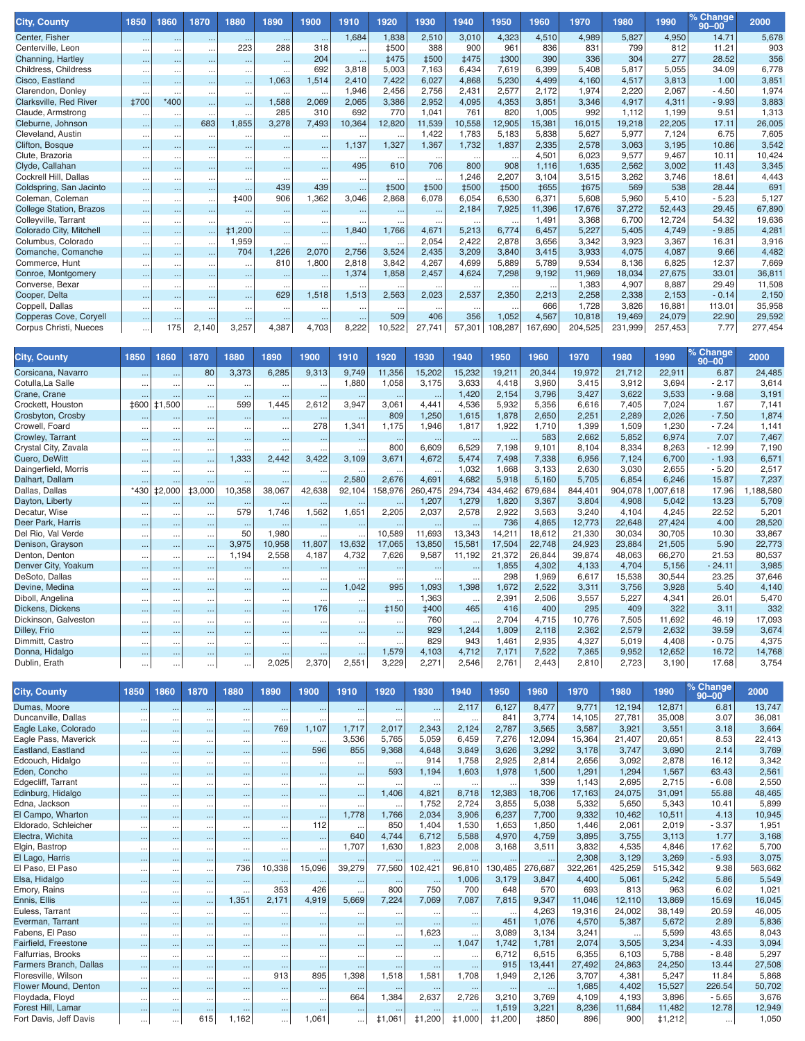| City, County | 1850 | 1860 | 1870 | 1880 | 1890 | 1900 | 1910 | 1920 | 1930 | 1940 | 1950 | 1960 | 1970 | 1980 | 1990 | % Change 90–00 | 2000 |
|---|---|---|---|---|---|---|---|---|---|---|---|---|---|---|---|---|---|
| Center, Fisher | ... | ... | ... | ... | ... | ... | 1,684 | 1,838 | 2,510 | 3,010 | 4,323 | 4,510 | 4,989 | 5,827 | 4,950 | 14.71 | 5,678 |
| Centerville, Leon | ... | ... | ... | 223 | 288 | 318 | ... | ‡500 | 388 | 900 | 961 | 836 | 831 | 799 | 812 | 11.21 | 903 |
| Channing, Hartley | ... | ... | ... | ... | ... | 204 | ... | ‡475 | ‡500 | ‡475 | ‡300 | 390 | 336 | 304 | 277 | 28.52 | 356 |
| Childress, Childress | ... | ... | ... | ... | ... | 692 | 3,818 | 5,003 | 7,163 | 6,434 | 7,619 | 6,399 | 5,408 | 5,817 | 5,055 | 34.09 | 6,778 |
| Cisco, Eastland | ... | ... | ... | ... | 1,063 | 1,514 | 2,410 | 7,422 | 6,027 | 4,868 | 5,230 | 4,499 | 4,160 | 4,517 | 3,813 | 1.00 | 3,851 |
| Clarendon, Donley | ... | ... | ... | ... | ... | ... | 1,946 | 2,456 | 2,756 | 2,431 | 2,577 | 2,172 | 1,974 | 2,220 | 2,067 | - 4.50 | 1,974 |
| Clarksville, Red River | ‡700 | *400 | ... | ... | 1,588 | 2,069 | 2,065 | 3,386 | 2,952 | 4,095 | 4,353 | 3,851 | 3,346 | 4,917 | 4,311 | - 9.93 | 3,883 |
| Claude, Armstrong | ... | ... | ... | ... | 285 | 310 | 692 | 770 | 1,041 | 761 | 820 | 1,005 | 992 | 1,112 | 1,199 | 9.51 | 1,313 |
| Cleburne, Johnson | ... | ... | 683 | 1,855 | 3,278 | 7,493 | 10,364 | 12,820 | 11,539 | 10,558 | 12,905 | 15,381 | 16,015 | 19,218 | 22,205 | 17.11 | 26,005 |
| Cleveland, Austin | ... | ... | ... | ... | ... | ... | ... | ... | 1,422 | 1,783 | 5,183 | 5,838 | 5,627 | 5,977 | 7,124 | 6.75 | 7,605 |
| Clifton, Bosque | ... | ... | ... | ... | ... | ... | 1,137 | 1,327 | 1,367 | 1,732 | 1,837 | 2,335 | 2,578 | 3,063 | 3,195 | 10.86 | 3,542 |
| Clute, Brazoria | ... | ... | ... | ... | ... | ... | ... | ... | ... | ... | ... | 4,501 | 6,023 | 9,577 | 9,467 | 10.11 | 10,424 |
| Clyde, Callahan | ... | ... | ... | ... | ... | ... | 495 | 610 | 706 | 800 | 908 | 1,116 | 1,635 | 2,562 | 3,002 | 11.43 | 3,345 |
| Cockrell Hill, Dallas | ... | ... | ... | ... | ... | ... | ... | ... | ... | 1,246 | 2,207 | 3,104 | 3,515 | 3,262 | 3,746 | 18.61 | 4,443 |
| Coldspring, San Jacinto | ... | ... | ... | ... | 439 | 439 | ... | ‡500 | ‡500 | ‡500 | ‡500 | ‡655 | ‡675 | 569 | 538 | 28.44 | 691 |
| Coleman, Coleman | ... | ... | ... | ‡400 | 906 | 1,362 | 3,046 | 2,868 | 6,078 | 6,054 | 6,530 | 6,371 | 5,608 | 5,960 | 5,410 | - 5.23 | 5,127 |
| College Station, Brazos | ... | ... | ... | ... | ... | ... | ... | ... | ... | 2,184 | 7,925 | 11,396 | 17,676 | 37,272 | 52,443 | 29.45 | 67,890 |
| Colleyville, Tarrant | ... | ... | ... | ... | ... | ... | ... | ... | ... | ... | ... | 1,491 | 3,368 | 6,700 | 12,724 | 54.32 | 19,636 |
| Colorado City, Mitchell | ... | ... | ... | ‡1,200 | ... | ... | 1,840 | 1,766 | 4,671 | 5,213 | 6,774 | 6,457 | 5,227 | 5,405 | 4,749 | - 9.85 | 4,281 |
| Columbus, Colorado | ... | ... | ... | 1,959 | ... | ... | ... | ... | 2,054 | 2,422 | 2,878 | 3,656 | 3,342 | 3,923 | 3,367 | 16.31 | 3,916 |
| Comanche, Comanche | ... | ... | ... | 704 | 1,226 | 2,070 | 2,756 | 3,524 | 2,435 | 3,209 | 3,840 | 3,415 | 3,933 | 4,075 | 4,087 | 9.66 | 4,482 |
| Commerce, Hunt | ... | ... | ... | ... | 810 | 1,800 | 2,818 | 3,842 | 4,267 | 4,699 | 5,889 | 5,789 | 9,534 | 8,136 | 6,825 | 12.37 | 7,669 |
| Conroe, Montgomery | ... | ... | ... | ... | ... | ... | 1,374 | 1,858 | 2,457 | 4,624 | 7,298 | 9,192 | 11,969 | 18,034 | 27,675 | 33.01 | 36,811 |
| Converse, Bexar | ... | ... | ... | ... | ... | ... | ... | ... | ... | ... | ... | ... | 1,383 | 4,907 | 8,887 | 29.49 | 11,508 |
| Cooper, Delta | ... | ... | ... | ... | 629 | 1,518 | 1,513 | 2,563 | 2,023 | 2,537 | 2,350 | 2,213 | 2,258 | 2,338 | 2,153 | - 0.14 | 2,150 |
| Coppell, Dallas | ... | ... | ... | ... | ... | ... | ... | ... | ... | ... | ... | 666 | 1,728 | 3,826 | 16,881 | 113.01 | 35,958 |
| Copperas Cove, Coryell | ... | ... | ... | ... | ... | ... | ... | 509 | 406 | 356 | 1,052 | 4,567 | 10,818 | 19,469 | 24,079 | 22.90 | 29,592 |
| Corpus Christi, Nueces | ... | 175 | 2,140 | 3,257 | 4,387 | 4,703 | 8,222 | 10,522 | 27,741 | 57,301 | 108,287 | 167,690 | 204,525 | 231,999 | 257,453 | 7.77 | 277,454 |

| City, County | 1850 | 1860 | 1870 | 1880 | 1890 | 1900 | 1910 | 1920 | 1930 | 1940 | 1950 | 1960 | 1970 | 1980 | 1990 | % Change 90–00 | 2000 |
|---|---|---|---|---|---|---|---|---|---|---|---|---|---|---|---|---|---|
| Corsicana, Navarro | ... | ... | 80 | 3,373 | 6,285 | 9,313 | 9,749 | 11,356 | 15,202 | 15,232 | 19,211 | 20,344 | 19,972 | 21,712 | 22,911 | 6.87 | 24,485 |
| Cotulla,La Salle | ... | ... | ... | ... | ... | ... | 1,880 | 1,058 | 3,175 | 3,633 | 4,418 | 3,960 | 3,415 | 3,912 | 3,694 | - 2.17 | 3,614 |
| Crane, Crane | ... | ... | ... | ... | ... | ... | ... | ... | ... | 1,420 | 2,154 | 3,796 | 3,427 | 3,622 | 3,533 | - 9.68 | 3,191 |
| Crockett, Houston | ‡600 | ‡1,500 | ... | 599 | 1,445 | 2,612 | 3,947 | 3,061 | 4,441 | 4,536 | 5,932 | 5,356 | 6,616 | 7,405 | 7,024 | 1.67 | 7,141 |
| Crosbyton, Crosby | ... | ... | ... | ... | ... | ... | ... | 809 | 1,250 | 1,615 | 1,878 | 2,650 | 2,251 | 2,289 | 2,026 | - 7.50 | 1,874 |
| Crowell, Foard | ... | ... | ... | ... | ... | 278 | 1,341 | 1,175 | 1,946 | 1,817 | 1,922 | 1,710 | 1,399 | 1,509 | 1,230 | - 7.24 | 1,141 |
| Crowley, Tarrant | ... | ... | ... | ... | ... | ... | ... | ... | ... | ... | ... | 583 | 2,662 | 5,852 | 6,974 | 7.07 | 7,467 |
| Crystal City, Zavala | ... | ... | ... | ... | ... | ... | ... | 800 | 6,609 | 6,529 | 7,198 | 9,101 | 8,104 | 8,334 | 8,263 | - 12.99 | 7,190 |
| Cuero, DeWitt | ... | ... | ... | 1,333 | 2,442 | 3,422 | 3,109 | 3,671 | 4,672 | 5,474 | 7,498 | 7,338 | 6,956 | 7,124 | 6,700 | - 1.93 | 6,571 |
| Daingerfield, Morris | ... | ... | ... | ... | ... | ... | ... | ... | ... | 1,032 | 1,668 | 3,133 | 2,630 | 3,030 | 2,655 | - 5.20 | 2,517 |
| Dalhart, Dallam | ... | ... | ... | ... | ... | ... | 2,580 | 2,676 | 4,691 | 4,682 | 5,918 | 5,160 | 5,705 | 6,854 | 6,246 | 15.87 | 7,237 |
| Dallas, Dallas | *430 | ‡2,000 | ‡3,000 | 10,358 | 38,067 | 42,638 | 92,104 | 158,976 | 260,475 | 294,734 | 434,462 | 679,684 | 844,401 | 904,078 | 1,007,618 | 17.96 | 1,188,580 |
| Dayton, Liberty | ... | ... | ... | ... | ... | ... | ... | ... | 1,207 | 1,279 | 1,820 | 3,367 | 3,804 | 4,908 | 5,042 | 13.23 | 5,709 |
| Decatur, Wise | ... | ... | ... | 579 | 1,746 | 1,562 | 1,651 | 2,205 | 2,037 | 2,578 | 2,922 | 3,563 | 3,240 | 4,104 | 4,245 | 22.52 | 5,201 |
| Deer Park, Harris | ... | ... | ... | ... | ... | ... | ... | ... | ... | ... | 736 | 4,865 | 12,773 | 22,648 | 27,424 | 4.00 | 28,520 |
| Del Rio, Val Verde | ... | ... | ... | 50 | 1,980 | ... | ... | 10,589 | 11,693 | 13,343 | 14,211 | 18,612 | 21,330 | 30,034 | 30,705 | 10.30 | 33,867 |
| Denison, Grayson | ... | ... | ... | 3,975 | 10,958 | 11,807 | 13,632 | 17,065 | 13,850 | 15,581 | 17,504 | 22,748 | 24,923 | 23,884 | 21,505 | 5.90 | 22,773 |
| Denton, Denton | ... | ... | ... | 1,194 | 2,558 | 4,187 | 4,732 | 7,626 | 9,587 | 11,192 | 21,372 | 26,844 | 39,874 | 48,063 | 66,270 | 21.53 | 80,537 |
| Denver City, Yoakum | ... | ... | ... | ... | ... | ... | ... | ... | ... | ... | 1,855 | 4,302 | 4,133 | 4,704 | 5,156 | - 24.11 | 3,985 |
| DeSoto, Dallas | ... | ... | ... | ... | ... | ... | ... | ... | ... | ... | 298 | 1,969 | 6,617 | 15,538 | 30,544 | 23.25 | 37,646 |
| Devine, Medina | ... | ... | ... | ... | ... | ... | 1,042 | 995 | 1,093 | 1,398 | 1,672 | 2,522 | 3,311 | 3,756 | 3,928 | 5.40 | 4,140 |
| Diboll, Angelina | ... | ... | ... | ... | ... | ... | ... | ... | 1,363 | ... | 2,391 | 2,506 | 3,557 | 5,227 | 4,341 | 26.01 | 5,470 |
| Dickens, Dickens | ... | ... | ... | ... | ... | 176 | ... | ‡150 | ‡400 | 465 | 416 | 400 | 295 | 409 | 322 | 3.11 | 332 |
| Dickinson, Galveston | ... | ... | ... | ... | ... | ... | ... | ... | 760 | ... | 2,704 | 4,715 | 10,776 | 7,505 | 11,692 | 46.19 | 17,093 |
| Dilley, Frio | ... | ... | ... | ... | ... | ... | ... | ... | 929 | 1,244 | 1,809 | 2,118 | 2,362 | 2,579 | 2,632 | 39.59 | 3,674 |
| Dimmitt, Castro | ... | ... | ... | ... | ... | ... | ... | ... | 829 | 943 | 1,461 | 2,935 | 4,327 | 5,019 | 4,408 | - 0.75 | 4,375 |
| Donna, Hidalgo | ... | ... | ... | ... | ... | ... | ... | 1,579 | 4,103 | 4,712 | 7,171 | 7,522 | 7,365 | 9,952 | 12,652 | 16.72 | 14,768 |
| Dublin, Erath | ... | ... | ... | ... | 2,025 | 2,370 | 2,551 | 3,229 | 2,271 | 2,546 | 2,761 | 2,443 | 2,810 | 2,723 | 3,190 | 17.68 | 3,754 |

| City, County | 1850 | 1860 | 1870 | 1880 | 1890 | 1900 | 1910 | 1920 | 1930 | 1940 | 1950 | 1960 | 1970 | 1980 | 1990 | % Change 90–00 | 2000 |
|---|---|---|---|---|---|---|---|---|---|---|---|---|---|---|---|---|---|
| Dumas, Moore | ... | ... | ... | ... | ... | ... | ... | ... | ... | 2,117 | 6,127 | 8,477 | 9,771 | 12,194 | 12,871 | 6.81 | 13,747 |
| Duncanville, Dallas | ... | ... | ... | ... | ... | ... | ... | ... | ... | ... | 841 | 3,774 | 14,105 | 27,781 | 35,008 | 3.07 | 36,081 |
| Eagle Lake, Colorado | ... | ... | ... | ... | 769 | 1,107 | 1,717 | 2,017 | 2,343 | 2,124 | 2,787 | 3,565 | 3,587 | 3,921 | 3,551 | 3.18 | 3,664 |
| Eagle Pass, Maverick | ... | ... | ... | ... | ... | ... | 3,536 | 5,765 | 5,059 | 6,459 | 7,276 | 12,094 | 15,364 | 21,407 | 20,651 | 8.53 | 22,413 |
| Eastland, Eastland | ... | ... | ... | ... | ... | 596 | 855 | 9,368 | 4,648 | 3,849 | 3,626 | 3,292 | 3,178 | 3,747 | 3,690 | 2.14 | 3,769 |
| Edcouch, Hidalgo | ... | ... | ... | ... | ... | ... | ... | ... | 914 | 1,758 | 2,925 | 2,814 | 2,656 | 3,092 | 2,878 | 16.12 | 3,342 |
| Eden, Concho | ... | ... | ... | ... | ... | ... | ... | 593 | 1,194 | 1,603 | 1,978 | 1,500 | 1,291 | 1,294 | 1,567 | 63.43 | 2,561 |
| Edgecliff, Tarrant | ... | ... | ... | ... | ... | ... | ... | ... | ... | ... | ... | 339 | 1,143 | 2,695 | 2,715 | - 6.08 | 2,550 |
| Edinburg, Hidalgo | ... | ... | ... | ... | ... | ... | ... | 1,406 | 4,821 | 8,718 | 12,383 | 18,706 | 17,163 | 24,075 | 31,091 | 55.88 | 48,465 |
| Edna, Jackson | ... | ... | ... | ... | ... | ... | ... | ... | 1,752 | 2,724 | 3,855 | 5,038 | 5,332 | 5,650 | 5,343 | 10.41 | 5,899 |
| El Campo, Wharton | ... | ... | ... | ... | ... | ... | 1,778 | 1,766 | 2,034 | 3,906 | 6,237 | 7,700 | 9,332 | 10,462 | 10,511 | 4.13 | 10,945 |
| Eldorado, Schleicher | ... | ... | ... | ... | ... | 112 | ... | 850 | 1,404 | 1,530 | 1,653 | 1,850 | 1,446 | 2,061 | 2,019 | - 3.37 | 1,951 |
| Electra, Wichita | ... | ... | ... | ... | ... | ... | 640 | 4,744 | 6,712 | 5,588 | 4,970 | 4,759 | 3,895 | 3,755 | 3,113 | 1.77 | 3,168 |
| Elgin, Bastrop | ... | ... | ... | ... | ... | ... | 1,707 | 1,630 | 1,823 | 2,008 | 3,168 | 3,511 | 3,832 | 4,535 | 4,846 | 17.62 | 5,700 |
| El Lago, Harris | ... | ... | ... | ... | ... | ... | ... | ... | ... | ... | ... | ... | 2,308 | 3,129 | 3,269 | - 5.93 | 3,075 |
| El Paso, El Paso | ... | ... | ... | 736 | 10,338 | 15,096 | 39,279 | 77,560 | 102,421 | 96,810 | 130,485 | 276,687 | 322,261 | 425,259 | 515,342 | 9.38 | 563,662 |
| Elsa, Hidalgo | ... | ... | ... | ... | ... | ... | ... | ... | ... | 1,006 | 3,179 | 3,847 | 4,400 | 5,061 | 5,242 | 5.86 | 5,549 |
| Emory, Rains | ... | ... | ... | ... | 353 | 426 | ... | 800 | 750 | 700 | 648 | 570 | 693 | 813 | 963 | 6.02 | 1,021 |
| Ennis, Ellis | ... | ... | ... | 1,351 | 2,171 | 4,919 | 5,669 | 7,224 | 7,069 | 7,087 | 7,815 | 9,347 | 11,046 | 12,110 | 13,869 | 15.69 | 16,045 |
| Euless, Tarrant | ... | ... | ... | ... | ... | ... | ... | ... | ... | ... | ... | 4,263 | 19,316 | 24,002 | 38,149 | 20.59 | 46,005 |
| Everman, Tarrant | ... | ... | ... | ... | ... | ... | ... | ... | ... | ... | 451 | 1,076 | 4,570 | 5,387 | 5,672 | 2.89 | 5,836 |
| Fabens, El Paso | ... | ... | ... | ... | ... | ... | ... | ... | 1,623 | ... | 3,089 | 3,134 | 3,241 | ... | 5,599 | 43.65 | 8,043 |
| Fairfield, Freestone | ... | ... | ... | ... | ... | ... | ... | ... | ... | 1,047 | 1,742 | 1,781 | 2,074 | 3,505 | 3,234 | - 4.33 | 3,094 |
| Falfurrias, Brooks | ... | ... | ... | ... | ... | ... | ... | ... | ... | ... | 6,712 | 6,515 | 6,355 | 6,103 | 5,788 | - 8.48 | 5,297 |
| Farmers Branch, Dallas | ... | ... | ... | ... | ... | ... | ... | ... | ... | ... | 915 | 13,441 | 27,492 | 24,863 | 24,250 | 13.44 | 27,508 |
| Floresville, Wilson | ... | ... | ... | ... | 913 | 895 | 1,398 | 1,518 | 1,581 | 1,708 | 1,949 | 2,126 | 3,707 | 4,381 | 5,247 | 11.84 | 5,868 |
| Flower Mound, Denton | ... | ... | ... | ... | ... | ... | ... | ... | ... | ... | ... | ... | 1,685 | 4,402 | 15,527 | 226.54 | 50,702 |
| Floydada, Floyd | ... | ... | ... | ... | ... | ... | 664 | 1,384 | 2,637 | 2,726 | 3,210 | 3,769 | 4,109 | 4,193 | 3,896 | - 5.65 | 3,676 |
| Forest Hill, Lamar | ... | ... | ... | ... | ... | ... | ... | ... | ... | ... | 1,519 | 3,221 | 8,236 | 11,684 | 11,482 | 12.78 | 12,949 |
| Fort Davis, Jeff Davis | ... | ... | 615 | 1,162 | ... | 1,061 | ... | ‡1,061 | ‡1,200 | ‡1,000 | ‡1,200 | ‡850 | 896 | 900 | ‡1,212 | ... | 1,050 |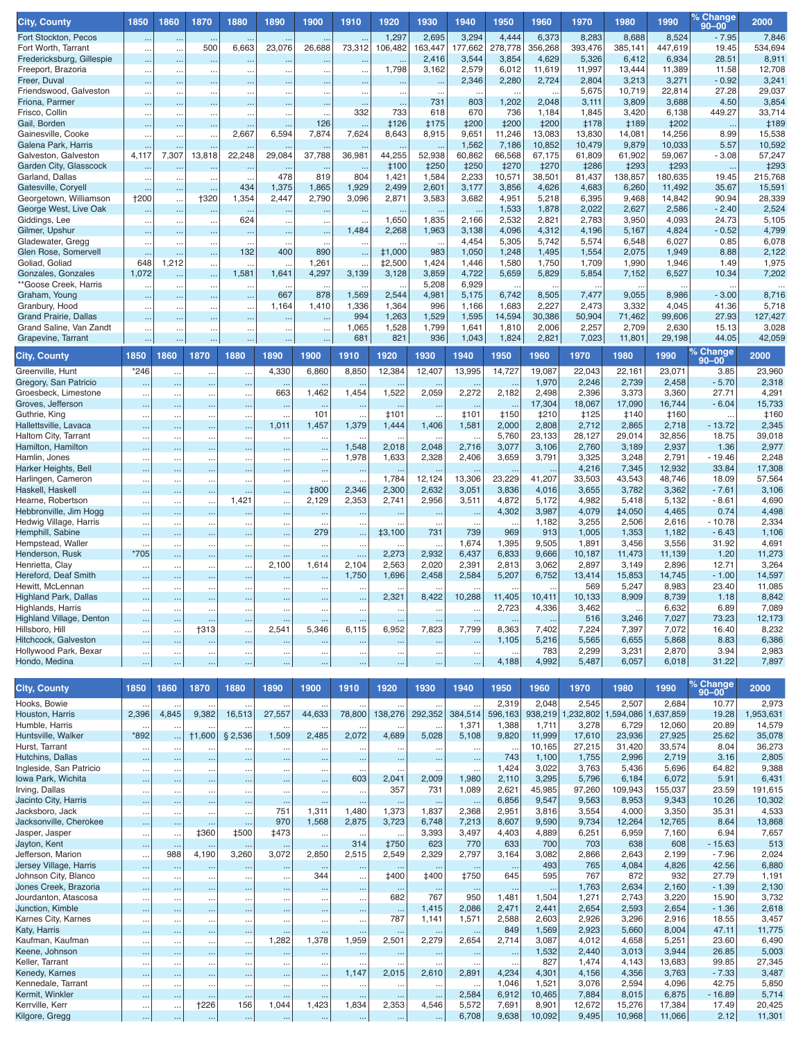| City, County | 1850 | 1860 | 1870 | 1880 | 1890 | 1900 | 1910 | 1920 | 1930 | 1940 | 1950 | 1960 | 1970 | 1980 | 1990 | % Change 90–00 | 2000 |
|---|---|---|---|---|---|---|---|---|---|---|---|---|---|---|---|---|---|
| Fort Stockton, Pecos | ... | ... | ... | ... | ... | ... | ... | 1,297 | 2,695 | 3,294 | 4,444 | 6,373 | 8,283 | 8,688 | 8,524 | - 7.95 | 7,846 |
| Fort Worth, Tarrant | ... | ... | 500 | 6,663 | 23,076 | 26,688 | 73,312 | 106,482 | 163,447 | 177,662 | 278,778 | 356,268 | 393,476 | 385,141 | 447,619 | 19.45 | 534,694 |
| Fredericksburg, Gillespie | ... | ... | ... | ... | ... | ... | ... | ... | 2,416 | 3,544 | 3,854 | 4,629 | 5,326 | 6,412 | 6,934 | 28.51 | 8,911 |
| Freeport, Brazoria | ... | ... | ... | ... | ... | ... | ... | 1,798 | 3,162 | 2,579 | 6,012 | 11,619 | 11,997 | 13,444 | 11,389 | 11.58 | 12,708 |
| Freer, Duval | ... | ... | ... | ... | ... | ... | ... | ... | ... | 2,346 | 2,280 | 2,724 | 2,804 | 3,213 | 3,271 | - 0.92 | 3,241 |
| Friendswood, Galveston | ... | ... | ... | ... | ... | ... | ... | ... | ... | ... | ... | ... | 5,675 | 10,719 | 22,814 | 27.28 | 29,037 |
| Friona, Parmer | ... | ... | ... | ... | ... | ... | ... | ... | 731 | 803 | 1,202 | 2,048 | 3,111 | 3,809 | 3,688 | 4.50 | 3,854 |
| Frisco, Collin | ... | ... | ... | ... | ... | ... | 332 | 733 | 618 | 670 | 736 | 1,184 | 1,845 | 3,420 | 6,138 | 449.27 | 33,714 |
| Gail, Borden | ... | ... | ... | ... | ... | 126 | ... | ‡126 | ‡175 | ‡200 | ‡200 | ‡200 | ‡178 | ‡189 | ‡202 | ... | ‡189 |
| Gainesville, Cooke | ... | ... | ... | 2,667 | 6,594 | 7,874 | 7,624 | 8,643 | 8,915 | 9,651 | 11,246 | 13,083 | 13,830 | 14,081 | 14,256 | 8.99 | 15,538 |
| Galena Park, Harris | ... | ... | ... | ... | ... | ... | ... | ... | ... | 1,562 | 7,186 | 10,852 | 10,479 | 9,879 | 10,033 | 5.57 | 10,592 |
| Galveston, Galveston | 4,117 | 7,307 | 13,818 | 22,248 | 29,084 | 37,788 | 36,981 | 44,255 | 52,938 | 60,862 | 66,568 | 67,175 | 61,809 | 61,902 | 59,067 | - 3.08 | 57,247 |
| Garden City, Glasscock | ... | ... | ... | ... | ... | ... | ... | ‡100 | ‡250 | ‡250 | ‡270 | ‡270 | ‡286 | ‡293 | ‡293 | ... | ‡293 |
| Garland, Dallas | ... | ... | ... | ... | 478 | 819 | 804 | 1,421 | 1,584 | 2,233 | 10,571 | 38,501 | 81,437 | 138,857 | 180,635 | 19.45 | 215,768 |
| Gatesville, Coryell | ... | ... | ... | 434 | 1,375 | 1,865 | 1,929 | 2,499 | 2,601 | 3,177 | 3,856 | 4,626 | 4,683 | 6,260 | 11,492 | 35.67 | 15,591 |
| Georgetown, Williamson | †200 | ... | †320 | 1,354 | 2,447 | 2,790 | 3,096 | 2,871 | 3,583 | 3,682 | 4,951 | 5,218 | 6,395 | 9,468 | 14,842 | 90.94 | 28,339 |
| George West, Live Oak | ... | ... | ... | ... | ... | ... | ... | ... | ... | ... | 1,533 | 1,878 | 2,022 | 2,627 | 2,586 | - 2.40 | 2,524 |
| Giddings, Lee | ... | ... | ... | 624 | ... | ... | ... | 1,650 | 1,835 | 2,166 | 2,532 | 2,821 | 2,783 | 3,950 | 4,093 | 24.73 | 5,105 |
| Gilmer, Upshur | ... | ... | ... | ... | ... | ... | 1,484 | 2,268 | 1,963 | 3,138 | 4,096 | 4,312 | 4,196 | 5,167 | 4,824 | - 0.52 | 4,799 |
| Gladewater, Gregg | ... | ... | ... | ... | ... | ... | ... | ... | ... | 4,454 | 5,305 | 5,742 | 5,574 | 6,548 | 6,027 | 0.85 | 6,078 |
| Glen Rose, Somervell | ... | ... | ... | 132 | 400 | 890 | ... | ‡1,000 | 983 | 1,050 | 1,248 | 1,495 | 1,554 | 2,075 | 1,949 | 8.88 | 2,122 |
| Goliad, Goliad | 648 | 1,212 | ... | ... | ... | 1,261 | ... | ‡2,500 | 1,424 | 1,446 | 1,580 | 1,750 | 1,709 | 1,990 | 1,946 | 1.49 | 1,975 |
| Gonzales, Gonzales | 1,072 | ... | ... | 1,581 | 1,641 | 4,297 | 3,139 | 3,128 | 3,859 | 4,722 | 5,659 | 5,829 | 5,854 | 7,152 | 6,527 | 10.34 | 7,202 |
| **Goose Creek, Harris | ... | ... | ... | ... | ... | ... | ... | ... | 5,208 | 6,929 | ... | ... | ... | ... | ... | ... | ... |
| Graham, Young | ... | ... | ... | ... | 667 | 878 | 1,569 | 2,544 | 4,981 | 5,175 | 6,742 | 8,505 | 7,477 | 9,055 | 8,986 | - 3.00 | 8,716 |
| Granbury, Hood | ... | ... | ... | ... | 1,164 | 1,410 | 1,336 | 1,364 | 996 | 1,166 | 1,683 | 2,227 | 2,473 | 3,332 | 4,045 | 41.36 | 5,718 |
| Grand Prairie, Dallas | ... | ... | ... | ... | ... | ... | 994 | 1,263 | 1,529 | 1,595 | 14,594 | 30,386 | 50,904 | 71,462 | 99,606 | 27.93 | 127,427 |
| Grand Saline, Van Zandt | ... | ... | ... | ... | ... | ... | 1,065 | 1,528 | 1,799 | 1,641 | 1,810 | 2,006 | 2,257 | 2,709 | 2,630 | 15.13 | 3,028 |
| Grapevine, Tarrant | ... | ... | ... | ... | ... | ... | 681 | 821 | 936 | 1,043 | 1,824 | 2,821 | 7,023 | 11,801 | 29,198 | 44.05 | 42,059 |
| Greenville, Hunt | *246 | ... | ... | ... | 4,330 | 6,860 | 8,850 | 12,384 | 12,407 | 13,995 | 14,727 | 19,087 | 22,043 | 22,161 | 23,071 | 3.85 | 23,960 |
| Gregory, San Patricio | ... | ... | ... | ... | ... | ... | ... | ... | ... | ... | ... | 1,970 | 2,246 | 2,739 | 2,458 | - 5.70 | 2,318 |
| Groesbeck, Limestone | ... | ... | ... | ... | 663 | 1,462 | 1,454 | 1,522 | 2,059 | 2,272 | 2,182 | 2,498 | 2,396 | 3,373 | 3,360 | 27.71 | 4,291 |
| Groves, Jefferson | ... | ... | ... | ... | ... | ... | ... | ... | ... | ... | ... | 17,304 | 18,067 | 17,090 | 16,744 | - 6.04 | 15,733 |
| Guthrie, King | ... | ... | ... | ... | ... | 101 | ... | ‡101 | ... | ‡101 | ‡150 | ‡210 | ‡125 | ‡140 | ‡160 | ... | ‡160 |
| Hallettsville, Lavaca | ... | ... | ... | ... | 1,011 | 1,457 | 1,379 | 1,444 | 1,406 | 1,581 | 2,000 | 2,808 | 2,712 | 2,865 | 2,718 | - 13.72 | 2,345 |
| Haltom City, Tarrant | ... | ... | ... | ... | ... | ... | ... | ... | ... | ... | 5,760 | 23,133 | 28,127 | 29,014 | 32,856 | 18.75 | 39,018 |
| Hamilton, Hamilton | ... | ... | ... | ... | ... | ... | 1,548 | 2,018 | 2,048 | 2,716 | 3,077 | 3,106 | 2,760 | 3,189 | 2,937 | 1.36 | 2,977 |
| Hamlin, Jones | ... | ... | ... | ... | ... | ... | 1,978 | 1,633 | 2,328 | 2,406 | 3,659 | 3,791 | 3,325 | 3,248 | 2,791 | - 19.46 | 2,248 |
| Harker Heights, Bell | ... | ... | ... | ... | ... | ... | ... | ... | ... | ... | ... | ... | 4,216 | 7,345 | 12,932 | 33.84 | 17,308 |
| Harlingen, Cameron | ... | ... | ... | ... | ... | ... | ... | 1,784 | 12,124 | 13,306 | 23,229 | 41,207 | 33,503 | 43,543 | 48,746 | 18.09 | 57,564 |
| Haskell, Haskell | ... | ... | ... | ... | ... | ‡800 | 2,346 | 2,300 | 2,632 | 3,051 | 3,836 | 4,016 | 3,655 | 3,782 | 3,362 | - 7.61 | 3,106 |
| Hearne, Robertson | ... | ... | ... | 1,421 | ... | 2,129 | 2,353 | 2,741 | 2,956 | 3,511 | 4,872 | 5,172 | 4,982 | 5,418 | 5,132 | - 8.61 | 4,690 |
| Hebbronville, Jim Hogg | ... | ... | ... | ... | ... | ... | ... | ... | ... | ... | 4,302 | 3,987 | 4,079 | ‡4,050 | 4,465 | 0.74 | 4,498 |
| Hedwig Village, Harris | ... | ... | ... | ... | ... | ... | ... | ... | ... | ... | ... | 1,182 | 3,255 | 2,506 | 2,616 | - 10.78 | 2,334 |
| Hemphill, Sabine | ... | ... | ... | ... | ... | 279 | ... | ‡3,100 | 731 | 739 | 969 | 913 | 1,005 | 1,353 | 1,182 | - 6.43 | 1,106 |
| Hempstead, Waller | ... | ... | ... | ... | ... | ... | ... | ... | ... | 1,674 | 1,395 | 9,505 | 1,891 | 3,456 | 3,556 | 31.92 | 4,691 |
| Henderson, Rusk | *705 | ... | ... | ... | ... | ... | ... | 2,273 | 2,932 | 6,437 | 6,833 | 9,666 | 10,187 | 11,473 | 11,139 | 1.20 | 11,273 |
| Henrietta, Clay | ... | ... | ... | ... | 2,100 | 1,614 | 2,104 | 2,563 | 2,020 | 2,391 | 2,813 | 3,062 | 2,897 | 3,149 | 2,896 | 12.71 | 3,264 |
| Hereford, Deaf Smith | ... | ... | ... | ... | ... | ... | 1,750 | 1,696 | 2,458 | 2,584 | 5,207 | 6,752 | 13,414 | 15,853 | 14,745 | - 1.00 | 14,597 |
| Hewitt, McLennan | ... | ... | ... | ... | ... | ... | ... | ... | ... | ... | ... | ... | 569 | 5,247 | 8,983 | 23.40 | 11,085 |
| Highland Park, Dallas | ... | ... | ... | ... | ... | ... | ... | 2,321 | 8,422 | 10,288 | 11,405 | 10,411 | 10,133 | 8,909 | 8,739 | 1.18 | 8,842 |
| Highlands, Harris | ... | ... | ... | ... | ... | ... | ... | ... | ... | ... | 2,723 | 4,336 | 3,462 | ... | 6,632 | 6.89 | 7,089 |
| Highland Village, Denton | ... | ... | ... | ... | ... | ... | ... | ... | ... | ... | ... | ... | 516 | 3,246 | 7,027 | 73.23 | 12,173 |
| Hillsboro, Hill | ... | ... | †313 | ... | 2,541 | 5,346 | 6,115 | 6,952 | 7,823 | 7,799 | 8,363 | 7,402 | 7,224 | 7,397 | 7,072 | 16.40 | 8,232 |
| Hitchcock, Galveston | ... | ... | ... | ... | ... | ... | ... | ... | ... | ... | 1,105 | 5,216 | 5,565 | 6,655 | 5,868 | 8.83 | 6,386 |
| Hollywood Park, Bexar | ... | ... | ... | ... | ... | ... | ... | ... | ... | ... | ... | 783 | 2,299 | 3,231 | 2,870 | 3.94 | 2,983 |
| Hondo, Medina | ... | ... | ... | ... | ... | ... | ... | ... | ... | ... | 4,188 | 4,992 | 5,487 | 6,057 | 6,018 | 31.22 | 7,897 |
| Hooks, Bowie | ... | ... | ... | ... | ... | ... | ... | ... | ... | ... | 2,319 | 2,048 | 2,545 | 2,507 | 2,684 | 10.77 | 2,973 |
| Houston, Harris | 2,396 | 4,845 | 9,382 | 16,513 | 27,557 | 44,633 | 78,800 | 138,276 | 292,352 | 384,514 | 596,163 | 938,219 | 1,232,802 | 1,594,086 | 1,637,859 | 19.28 | 1,953,631 |
| Humble, Harris | ... | ... | ... | ... | ... | ... | ... | ... | ... | 1,371 | 1,388 | 1,711 | 3,278 | 6,729 | 12,060 | 20.89 | 14,579 |
| Huntsville, Walker | *892 | ... | †1,600 | § 2,536 | 1,509 | 2,485 | 2,072 | 4,689 | 5,028 | 5,108 | 9,820 | 11,999 | 17,610 | 23,936 | 27,925 | 25.62 | 35,078 |
| Hurst, Tarrant | ... | ... | ... | ... | ... | ... | ... | ... | ... | ... | ... | 10,165 | 27,215 | 31,420 | 33,574 | 8.04 | 36,273 |
| Hutchins, Dallas | ... | ... | ... | ... | ... | ... | ... | ... | ... | ... | 743 | 1,100 | 1,755 | 2,996 | 2,719 | 3.16 | 2,805 |
| Ingleside, San Patricio | ... | ... | ... | ... | ... | ... | ... | ... | ... | ... | 1,424 | 3,022 | 3,763 | 5,436 | 5,696 | 64.82 | 9,388 |
| Iowa Park, Wichita | ... | ... | ... | ... | ... | ... | 603 | 2,041 | 2,009 | 1,980 | 2,110 | 3,295 | 5,796 | 6,184 | 6,072 | 5.91 | 6,431 |
| Irving, Dallas | ... | ... | ... | ... | ... | ... | ... | 357 | 731 | 1,089 | 2,621 | 45,985 | 97,260 | 109,943 | 155,037 | 23.59 | 191,615 |
| Jacinto City, Harris | ... | ... | ... | ... | ... | ... | ... | ... | ... | ... | 6,856 | 9,547 | 9,563 | 8,953 | 9,343 | 10.26 | 10,302 |
| Jacksboro, Jack | ... | ... | ... | ... | 751 | 1,311 | 1,480 | 1,373 | 1,837 | 2,368 | 2,951 | 3,816 | 3,554 | 4,000 | 3,350 | 35.31 | 4,533 |
| Jacksonville, Cherokee | ... | ... | ... | ... | 970 | 1,568 | 2,875 | 3,723 | 6,748 | 7,213 | 8,607 | 9,590 | 9,734 | 12,264 | 12,765 | 8.64 | 13,868 |
| Jasper, Jasper | ... | ... | ‡360 | ‡500 | ‡473 | ... | ... | ... | 3,393 | 3,497 | 4,403 | 4,889 | 6,251 | 6,959 | 7,160 | 6.94 | 7,657 |
| Jayton, Kent | ... | ... | ... | ... | ... | ... | 314 | ‡750 | 623 | 770 | 633 | 700 | 703 | 638 | 608 | - 15.63 | 513 |
| Jefferson, Marion | ... | 988 | 4,190 | 3,260 | 3,072 | 2,850 | 2,515 | 2,549 | 2,329 | 2,797 | 3,164 | 3,082 | 2,866 | 2,643 | 2,199 | - 7.96 | 2,024 |
| Jersey Village, Harris | ... | ... | ... | ... | ... | ... | ... | ... | ... | ... | ... | 493 | 765 | 4,084 | 4,826 | 42.56 | 6,880 |
| Johnson City, Blanco | ... | ... | ... | ... | ... | 344 | ... | ‡400 | ‡400 | ‡750 | 645 | 595 | 767 | 872 | 932 | 27.79 | 1,191 |
| Jones Creek, Brazoria | ... | ... | ... | ... | ... | ... | ... | ... | ... | ... | ... | ... | 1,763 | 2,634 | 2,160 | - 1.39 | 2,130 |
| Jourdanton, Atascosa | ... | ... | ... | ... | ... | ... | ... | 682 | 767 | 950 | 1,481 | 1,504 | 1,271 | 2,743 | 3,220 | 15.90 | 3,732 |
| Junction, Kimble | ... | ... | ... | ... | ... | ... | ... | ... | 1,415 | 2,086 | 2,471 | 2,441 | 2,654 | 2,593 | 2,654 | - 1.36 | 2,618 |
| Karnes City, Karnes | ... | ... | ... | ... | ... | ... | ... | 787 | 1,141 | 1,571 | 2,588 | 2,603 | 2,926 | 3,296 | 2,916 | 18.55 | 3,457 |
| Katy, Harris | ... | ... | ... | ... | ... | ... | ... | ... | ... | ... | 849 | 1,569 | 2,923 | 5,660 | 8,004 | 47.11 | 11,775 |
| Kaufman, Kaufman | ... | ... | ... | ... | 1,282 | 1,378 | 1,959 | 2,501 | 2,279 | 2,654 | 2,714 | 3,087 | 4,012 | 4,658 | 5,251 | 23.60 | 6,490 |
| Keene, Johnson | ... | ... | ... | ... | ... | ... | ... | ... | ... | ... | ... | 1,532 | 2,440 | 3,013 | 3,944 | 26.85 | 5,003 |
| Keller, Tarrant | ... | ... | ... | ... | ... | ... | ... | ... | ... | ... | ... | 827 | 1,474 | 4,143 | 13,683 | 99.85 | 27,345 |
| Kenedy, Karnes | ... | ... | ... | ... | ... | ... | 1,147 | 2,015 | 2,610 | 2,891 | 4,234 | 4,301 | 4,156 | 4,356 | 3,763 | - 7.33 | 3,487 |
| Kennedale, Tarrant | ... | ... | ... | ... | ... | ... | ... | ... | ... | ... | 1,046 | 1,521 | 3,076 | 2,594 | 4,096 | 42.75 | 5,850 |
| Kermit, Winkler | ... | ... | ... | ... | ... | ... | ... | ... | ... | 2,584 | 6,912 | 10,465 | 7,884 | 8,015 | 6,875 | - 16.89 | 5,714 |
| Kerrville, Kerr | ... | ... | †226 | 156 | 1,044 | 1,423 | 1,834 | 2,353 | 4,546 | 5,572 | 7,691 | 8,901 | 12,672 | 15,276 | 17,384 | 17.49 | 20,425 |
| Kilgore, Gregg | ... | ... | ... | ... | ... | ... | ... | ... | ... | 6,708 | 9,638 | 10,092 | 9,495 | 10,968 | 11,066 | 2.12 | 11,301 |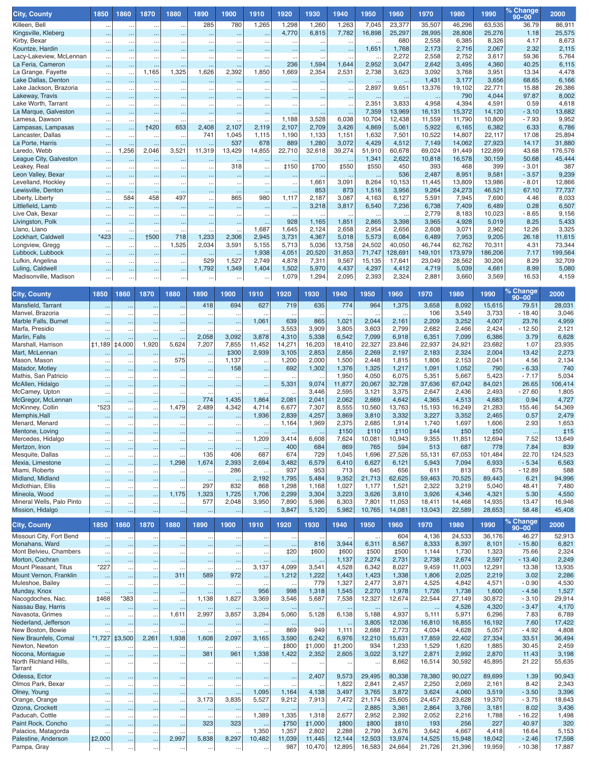| City, County | 1850 | 1860 | 1870 | 1880 | 1890 | 1900 | 1910 | 1920 | 1930 | 1940 | 1950 | 1960 | 1970 | 1980 | 1990 | % Change 90–00 | 2000 |
|---|---|---|---|---|---|---|---|---|---|---|---|---|---|---|---|---|---|
| Killeen, Bell | ... | ... | ... | ... | 285 | 780 | 1,265 | 1,298 | 1,260 | 1,263 | 7,045 | 23,377 | 35,507 | 46,296 | 63,535 | 36.79 | 86,911 |
| Kingsville, Kleberg | ... | ... | ... | ... | ... | ... | ... | 4,770 | 6,815 | 7,782 | 16,898 | 25,297 | 28,995 | 28,808 | 25,276 | 1.18 | 25,575 |
| Kirby, Bexar | ... | ... | ... | ... | ... | ... | ... | ... | ... | ... | ... | 680 | 2,558 | 6,385 | 8,326 | 4.17 | 8,673 |
| Kountze, Hardin | ... | ... | ... | ... | ... | ... | ... | ... | ... | ... | 1,651 | 1,768 | 2,173 | 2,716 | 2,067 | 2.32 | 2,115 |
| Lacy-Lakeview, McLennan | ... | ... | ... | ... | ... | ... | ... | ... | ... | ... | ... | 2,272 | 2,558 | 2,752 | 3,617 | 59.36 | 5,764 |
| La Feria, Cameron | ... | ... | ... | ... | ... | ... | ... | 236 | 1,594 | 1,644 | 2,952 | 3,047 | 2,642 | 3,495 | 4,360 | 40.25 | 6,115 |
| La Grange, Fayette | ... | ... | 1,165 | 1,325 | 1,626 | 2,392 | 1,850 | 1,669 | 2,354 | 2,531 | 2,738 | 3,623 | 3,092 | 3,768 | 3,951 | 13.34 | 4,478 |
| Lake Dallas, Denton | ... | ... | ... | ... | ... | ... | ... | ... | ... | ... | ... | ... | 1,431 | 3,177 | 3,656 | 68.65 | 6,166 |
| Lake Jackson, Brazoria | ... | ... | ... | ... | ... | ... | ... | ... | ... | ... | 2,897 | 9,651 | 13,376 | 19,102 | 22,771 | 15.88 | 26,386 |
| Lakeway, Travis | ... | ... | ... | ... | ... | ... | ... | ... | ... | ... | ... | ... | ... | 790 | 4,044 | 97.87 | 8,002 |
| Lake Worth, Tarrant | ... | ... | ... | ... | ... | ... | ... | ... | ... | ... | 2,351 | 3,833 | 4,958 | 4,394 | 4,591 | 0.59 | 4,618 |
| La Marque, Galveston | ... | ... | ... | ... | ... | ... | ... | ... | ... | ... | 7,359 | 13,969 | 16,131 | 15,372 | 14,120 | - 3.10 | 13,682 |
| Lamesa, Dawson | ... | ... | ... | ... | ... | ... | ... | 1,188 | 3,528 | 6,038 | 10,704 | 12,438 | 11,559 | 11,790 | 10,809 | - 7.93 | 9,952 |
| Lampasas, Lampasas | ... | ... | †420 | 653 | 2,408 | 2,107 | 2,119 | 2,107 | 2,709 | 3,426 | 4,869 | 5,061 | 5,922 | 6,165 | 6,382 | 6.33 | 6,786 |
| Lancaster, Dallas | ... | ... | ... | ... | 741 | 1,045 | 1,115 | 1,190 | 1,133 | 1,151 | 1,632 | 7,501 | 10,522 | 14,807 | 22,117 | 17.08 | 25,894 |
| La Porte, Harris | ... | ... | ... | ... | ... | 537 | 678 | 889 | 1,280 | 3,072 | 4,429 | 4,512 | 7,149 | 14,062 | 27,923 | 14.17 | 31,880 |
| Laredo, Webb | ... | 1,256 | 2,046 | 3,521 | 11,319 | 13,429 | 14,855 | 22,710 | 32,618 | 39,274 | 51,910 | 60,678 | 69,024 | 91,449 | 122,899 | 43.68 | 176,576 |
| League City, Galveston | ... | ... | ... | ... | ... | ... | ... | ... | ... | ... | 1,341 | 2,622 | 10,818 | 16,578 | 30,159 | 50.68 | 45,444 |
| Leakey, Real | ... | ... | ... | ... | ... | 318 | ... | ‡150 | ‡700 | ‡550 | ‡550 | 450 | 393 | 468 | 399 | - 3.01 | 387 |
| Leon Valley, Bexar | ... | ... | ... | ... | ... | ... | ... | ... | ... | ... | ... | 536 | 2,487 | 8,951 | 9,581 | - 3.57 | 9,239 |
| Levelland, Hockley | ... | ... | ... | ... | ... | ... | ... | ... | 1,661 | 3,091 | 8,264 | 10,153 | 11,445 | 13,809 | 13,986 | - 8.01 | 12,866 |
| Lewisville, Denton | ... | ... | ... | ... | ... | ... | ... | ... | 853 | 873 | 1,516 | 3,956 | 9,264 | 24,273 | 46,521 | 67.10 | 77,737 |
| Liberty, Liberty | ... | 584 | 458 | 497 | ... | 865 | 980 | 1,117 | 2,187 | 3,087 | 4,163 | 6,127 | 5,591 | 7,945 | 7,690 | 4.46 | 8,033 |
| Littlefield, Lamb | ... | ... | ... | ... | ... | ... | ... | ... | 3,218 | 3,817 | 6,540 | 7,236 | 6,738 | 7,409 | 6,489 | 0.28 | 6,507 |
| Live Oak, Bexar | ... | ... | ... | ... | ... | ... | ... | ... | ... | ... | ... | ... | 2,779 | 8,183 | 10,023 | - 8.65 | 9,156 |
| Livingston, Polk | ... | ... | ... | ... | ... | ... | ... | 928 | 1,165 | 1,851 | 2,865 | 3,398 | 3,965 | 4,928 | 5,019 | 8.25 | 5,433 |
| Llano, Llano | ... | ... | ... | ... | ... | ... | 1,687 | 1,645 | 2,124 | 2,658 | 2,954 | 2,656 | 2,608 | 3,071 | 2,962 | 12.26 | 3,325 |
| Lockhart, Caldwell | *423 | ... | †500 | 718 | 1,233 | 2,306 | 2,945 | 3,731 | 4,367 | 5,018 | 5,573 | 6,084 | 6,489 | 7,953 | 9,205 | 26.18 | 11,615 |
| Longview, Gregg | ... | ... | ... | 1,525 | 2,034 | 3,591 | 5,155 | 5,713 | 5,036 | 13,758 | 24,502 | 40,050 | 46,744 | 62,762 | 70,311 | 4.31 | 73,344 |
| Lubbock, Lubbock | ... | ... | ... | ... | ... | ... | 1,938 | 4,051 | 20,520 | 31,853 | 71,747 | 128,691 | 149,101 | 173,979 | 186,206 | 7.17 | 199,564 |
| Lufkin, Angelina | ... | ... | ... | ... | 529 | 1,527 | 2,749 | 4,878 | 7,311 | 9,567 | 15,135 | 17,641 | 23,049 | 28,562 | 30,206 | 8.29 | 32,709 |
| Luling, Caldwell | ... | ... | ... | ... | 1,792 | 1,349 | 1,404 | 1,502 | 5,970 | 4,437 | 4,297 | 4,412 | 4,719 | 5,039 | 4,661 | 8.99 | 5,080 |
| Madisonville, Madison | ... | ... | ... | ... | ... | ... | ... | 1,079 | 1,294 | 2,095 | 2,393 | 2,324 | 2,881 | 3,660 | 3,569 | 16.53 | 4,159 |
| Mansfield, Tarrant | ... | ... | ... | ... | 418 | 694 | 627 | 719 | 635 | 774 | 964 | 1,375 | 3,658 | 8,092 | 15,615 | 79.51 | 28,031 |
| Manvel, Brazoria | ... | ... | ... | ... | ... | ... | ... | ... | ... | ... | ... | ... | 106 | 3,549 | 3,733 | - 18.40 | 3,046 |
| Marble Falls, Burnet | ... | ... | ... | ... | ... | ... | 1,061 | 639 | 865 | 1,021 | 2,044 | 2,161 | 2,209 | 3,252 | 4,007 | 23.76 | 4,959 |
| Marfa, Presidio | ... | ... | ... | ... | ... | ... | ... | 3,553 | 3,909 | 3,805 | 3,603 | 2,799 | 2,682 | 2,466 | 2,424 | - 12.50 | 2,121 |
| Marlin, Falls | ... | ... | ... | ... | 2,058 | 3,092 | 3,878 | 4,310 | 5,338 | 6,542 | 7,099 | 6,918 | 6,351 | 7,099 | 6,386 | 3.79 | 6,628 |
| Marshall, Harrison | ‡1,189 | ‡4,000 | 1,920 | 5,624 | 7,207 | 7,855 | 11,452 | 14,271 | 16,203 | 18,410 | 22,327 | 23,846 | 22,937 | 24,921 | 23,682 | 1.07 | 23,935 |
| Mart, McLennan | ... | ... | ... | ... | ... | ‡300 | 2,939 | 3,105 | 2,853 | 2,856 | 2,269 | 2,197 | 2,183 | 2,324 | 2,004 | 13.42 | 2,273 |
| Mason, Mason | ... | ... | ... | 575 | ... | 1,137 | ... | 1,200 | 2,000 | 1,500 | 2,448 | 1,815 | 1,806 | 2,153 | 2,041 | 4.56 | 2,134 |
| Matador, Motley | ... | ... | ... | ... | ... | 158 | ... | 692 | 1,302 | 1,376 | 1,325 | 1,217 | 1,091 | 1,052 | 790 | - 6.33 | 740 |
| Mathis, San Patricio | ... | ... | ... | ... | ... | ... | ... | ... | ... | 1,950 | 4,050 | 6,075 | 5,351 | 5,667 | 5,423 | - 7.17 | 5,034 |
| McAllen, Hidalgo | ... | ... | ... | ... | ... | ... | ... | 5,331 | 9,074 | 11,877 | 20,067 | 32,728 | 37,636 | 67,042 | 84,021 | 26.65 | 106,414 |
| McCamey, Upton | ... | ... | ... | ... | ... | ... | ... | ... | 3,446 | 2,595 | 3,121 | 3,375 | 2,647 | 2,436 | 2,493 | - 27.60 | 1,805 |
| McGregor, McLennan | ... | ... | ... | ... | 774 | 1,435 | 1,864 | 2,081 | 2,041 | 2,062 | 2,669 | 4,642 | 4,365 | 4,513 | 4,683 | 0.94 | 4,727 |
| McKinney, Collin | *523 | ... | ... | 1,479 | 2,489 | 4,342 | 4,714 | 6,677 | 7,307 | 8,555 | 10,560 | 13,763 | 15,193 | 16,249 | 21,283 | 155.46 | 54,369 |
| Memphis, Hall | ... | ... | ... | ... | ... | ... | 1,936 | 2,839 | 4,257 | 3,869 | 3,810 | 3,332 | 3,227 | 3,352 | 2,465 | 0.57 | 2,479 |
| Menard, Menard | ... | ... | ... | ... | ... | ... | ... | 1,164 | 1,969 | 2,375 | 2,685 | 1,914 | 1,740 | 1,697 | 1,606 | 2.93 | 1,653 |
| Mentone, Loving | ... | ... | ... | ... | ... | ... | ... | ... | ... | ‡150 | ‡110 | ‡110 | ‡44 | ‡50 | ‡50 | ... | ‡15 |
| Mercedes, Hidalgo | ... | ... | ... | ... | ... | ... | 1,209 | 3,414 | 6,608 | 7,624 | 10,081 | 10,943 | 9,355 | 11,851 | 12,694 | 7.52 | 13,649 |
| Mertzon, Irion | ... | ... | ... | ... | ... | ... | ... | 400 | 684 | 869 | 765 | 594 | 513 | 687 | 778 | 7.84 | 839 |
| Mesquite, Dallas | ... | ... | ... | ... | 135 | 406 | 687 | 674 | 729 | 1,045 | 1,696 | 27,526 | 55,131 | 67,053 | 101,484 | 22.70 | 124,523 |
| Mexia, Limestone | ... | ... | ... | 1,298 | 1,674 | 2,393 | 2,694 | 3,482 | 6,579 | 6,410 | 6,627 | 6,121 | 5,943 | 7,094 | 6,933 | - 5.34 | 6,563 |
| Miami, Roberts | ... | ... | ... | ... | ... | 286 | ... | 937 | 953 | 713 | 645 | 656 | 611 | 813 | 675 | - 12.89 | 588 |
| Midland, Midland | ... | ... | ... | ... | ... | ... | 2,192 | 1,795 | 5,484 | 9,352 | 21,713 | 62,625 | 59,463 | 70,525 | 89,443 | 6.21 | 94,996 |
| Midlothian, Ellis | ... | ... | ... | ... | 297 | 832 | 868 | 1,298 | 1,168 | 1,027 | 1,177 | 1,521 | 2,322 | 3,219 | 5,040 | 48.41 | 7,480 |
| Mineola, Wood | ... | ... | ... | 1,175 | 1,323 | 1,725 | 1,706 | 2,299 | 3,304 | 3,223 | 3,626 | 3,810 | 3,926 | 4,346 | 4,321 | 5.30 | 4,550 |
| Mineral Wells, Palo Pinto | ... | ... | ... | ... | 577 | 2,048 | 3,950 | 7,890 | 5,986 | 6,303 | 7,801 | 11,053 | 18,411 | 14,468 | 14,935 | 13.47 | 16,946 |
| Mission, Hidalgo | ... | ... | ... | ... | ... | ... | ... | 3,847 | 5,120 | 5,982 | 10,765 | 14,081 | 13,043 | 22,589 | 28,653 | 58.48 | 45,408 |
| Missouri City, Fort Bend | ... | ... | ... | ... | ... | ... | ... | ... | ... | ... | ... | 604 | 4,136 | 24,533 | 36,176 | 46.27 | 52,913 |
| Monahans, Ward | ... | ... | ... | ... | ... | ... | ... | ... | 816 | 3,944 | 6,311 | 8,567 | 8,333 | 8,397 | 8,101 | - 15.80 | 6,821 |
| Mont Belvieu, Chambers | ... | ... | ... | ... | ... | ... | ... | ‡20 | ‡600 | ‡600 | ‡500 | ‡500 | 1,144 | 1,730 | 1,323 | 75.66 | 2,324 |
| Morton, Cochran | ... | ... | ... | ... | ... | ... | ... | ... | ... | 1,137 | 2,274 | 2,731 | 2,738 | 2,674 | 2,597 | - 13.40 | 2,249 |
| Mount Pleasant, Titus | *227 | ... | ... | ... | ... | ... | 3,137 | 4,099 | 3,541 | 4,528 | 6,342 | 8,027 | 9,459 | 11,003 | 12,291 | 13.38 | 13,935 |
| Mount Vernon, Franklin | ... | ... | ... | 311 | 589 | 972 | ... | 1,212 | 1,222 | 1,443 | 1,423 | 1,338 | 1,806 | 2,025 | 2,219 | 3.02 | 2,286 |
| Muleshoe, Bailey | ... | ... | ... | ... | ... | ... | ... | ... | 779 | 1,327 | 2,477 | 3,871 | 4,525 | 4,842 | 4,571 | - 0.90 | 4,530 |
| Munday, Knox | ... | ... | ... | ... | ... | ... | 956 | 998 | 1,318 | 1,545 | 2,270 | 1,978 | 1,726 | 1,738 | 1,600 | - 4.56 | 1,527 |
| Nacogdoches, Nac. | ‡468 | *383 | ... | ... | 1,138 | 1,827 | 3,369 | 3,546 | 5,687 | 7,538 | 12,327 | 12,674 | 22,544 | 27,149 | 30,872 | - 3.10 | 29,914 |
| Nassau Bay, Harris | ... | ... | ... | ... | ... | ... | ... | ... | ... | ... | ... | ... | ... | 4,526 | 4,320 | - 3.47 | 4,170 |
| Navasota, Grimes | ... | ... | ... | 1,611 | 2,997 | 3,857 | 3,284 | 5,060 | 5,128 | 6,138 | 5,188 | 4,937 | 5,111 | 5,971 | 6,296 | 7.83 | 6,789 |
| Nederland, Jefferson | ... | ... | ... | ... | ... | ... | ... | ... | ... | ... | 3,805 | 12,036 | 16,810 | 16,855 | 16,192 | 7.60 | 17,422 |
| New Boston, Bowie | ... | ... | ... | ... | ... | ... | ... | 869 | 949 | 1,111 | 2,688 | 2,773 | 4,034 | 4,628 | 5,057 | - 4.92 | 4,808 |
| New Braunfels, Comal | *1,727 | ‡3,500 | 2,261 | 1,938 | 1,608 | 2,097 | 3,165 | 3,590 | 6,242 | 6,976 | 12,210 | 15,631 | 17,859 | 22,402 | 27,334 | 33.51 | 36,494 |
| Newton, Newton | ... | ... | ... | ... | ... | ... | ... | ‡800 | ‡1,000 | ‡1,200 | 934 | 1,233 | 1,529 | 1,620 | 1,885 | 30.45 | 2,459 |
| Nocona, Montague | ... | ... | ... | ... | 381 | 961 | 1,338 | 1,422 | 2,352 | 2,605 | 3,022 | 3,127 | 2,871 | 2,992 | 2,870 | 11.43 | 3,198 |
| North Richland Hills, Tarrant | ... | ... | ... | ... | ... | ... | ... | ... | ... | ... | ... | 8,662 | 16,514 | 30,592 | 45,895 | 21.22 | 55,635 |
| Odessa, Ector | ... | ... | ... | ... | ... | ... | ... | ... | 2,407 | 9,573 | 29,495 | 80,338 | 78,380 | 90,027 | 89,699 | 1.39 | 90,943 |
| Olmos Park, Bexar | ... | ... | ... | ... | ... | ... | ... | ... | ... | 1,822 | 2,841 | 2,457 | 2,250 | 2,069 | 2,161 | 8.42 | 2,343 |
| Olney, Young | ... | ... | ... | ... | ... | ... | 1,095 | 1,164 | 4,138 | 3,497 | 3,765 | 3,872 | 3,624 | 4,060 | 3,519 | - 3.50 | 3,396 |
| Orange, Orange | ... | ... | ... | ... | 3,173 | 3,835 | 5,527 | 9,212 | 7,913 | 7,472 | 21,174 | 25,605 | 24,457 | 23,628 | 19,370 | - 3.75 | 18,643 |
| Ozona, Crockett | ... | ... | ... | ... | ... | ... | ... | ... | ... | ... | 2,885 | 3,361 | 2,864 | 3,766 | 3,181 | 8.02 | 3,436 |
| Paducah, Cottle | ... | ... | ... | ... | ... | ... | 1,389 | 1,335 | 1,318 | 2,677 | 2,952 | 2,392 | 2,052 | 2,216 | 1,788 | - 16.22 | 1,498 |
| Paint Rock, Concho | ... | ... | ... | ... | 323 | 323 | ... | ‡750 | ‡1,000 | ‡800 | ‡800 | ‡810 | 193 | 256 | 227 | 40.97 | 320 |
| Palacios, Matagorda | ... | ... | ... | ... | ... | ... | 1,350 | 1,357 | 2,802 | 2,288 | 2,799 | 3,676 | 3,642 | 4,667 | 4,418 | 16.64 | 5,153 |
| Palestine, Anderson | ‡2,000 | ... | ... | 2,997 | 5,838 | 8,297 | 10,482 | 11,039 | 11,445 | 12,144 | 12,503 | 13,974 | 14,525 | 15,948 | 18,042 | - 2.46 | 17,598 |
| Pampa, Gray | ... | ... | ... | ... | ... | ... | ... | 987 | 10,470 | 12,895 | 16,583 | 24,664 | 21,726 | 21,396 | 19,959 | - 10.38 | 17,887 |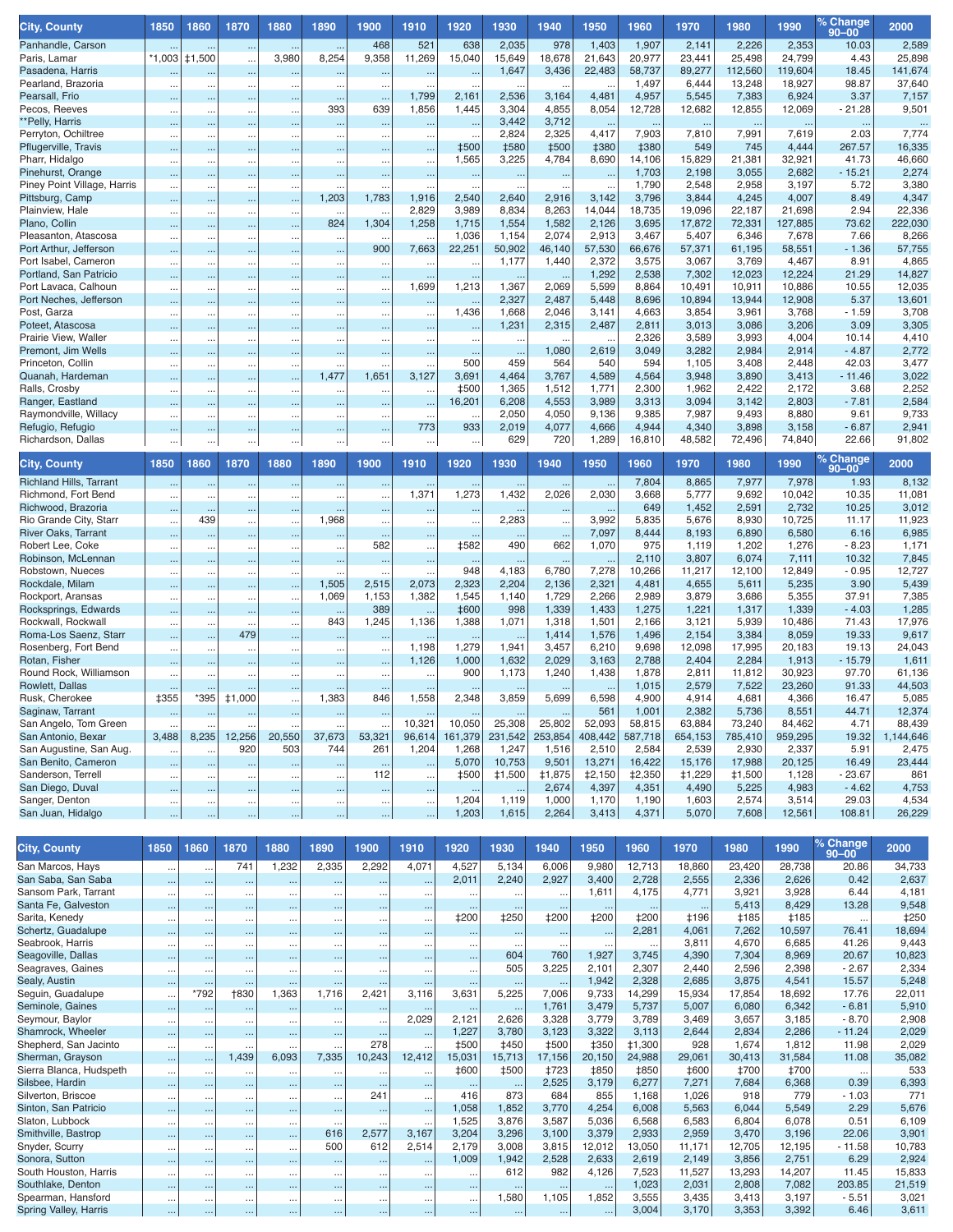| City, County | 1850 | 1860 | 1870 | 1880 | 1890 | 1900 | 1910 | 1920 | 1930 | 1940 | 1950 | 1960 | 1970 | 1980 | 1990 | % Change 90–00 | 2000 |
|---|---|---|---|---|---|---|---|---|---|---|---|---|---|---|---|---|---|
| Panhandle, Carson | ... | ... | ... | ... | ... | 468 | 521 | 638 | 2,035 | 978 | 1,403 | 1,907 | 2,141 | 2,226 | 2,353 | 10.03 | 2,589 |
| Paris, Lamar | *1,003 | ‡1,500 | ... | 3,980 | 8,254 | 9,358 | 11,269 | 15,040 | 15,649 | 18,678 | 21,643 | 20,977 | 23,441 | 25,498 | 24,799 | 4.43 | 25,898 |
| Pasadena, Harris | ... | ... | ... | ... | ... | ... | ... | ... | 1,647 | 3,436 | 22,483 | 58,737 | 89,277 | 112,560 | 119,604 | 18.45 | 141,674 |
| Pearland, Brazoria | ... | ... | ... | ... | ... | ... | ... | ... | ... | ... | ... | 1,497 | 6,444 | 13,248 | 18,927 | 98.87 | 37,640 |
| Pearsall, Frio | ... | ... | ... | ... | ... | ... | 1,799 | 2,161 | 2,536 | 3,164 | 4,481 | 4,957 | 5,545 | 7,383 | 6,924 | 3.37 | 7,157 |
| Pecos, Reeves | ... | ... | ... | ... | 393 | 639 | 1,856 | 1,445 | 3,304 | 4,855 | 8,054 | 12,728 | 12,682 | 12,855 | 12,069 | - 21.28 | 9,501 |
| **Pelly, Harris | ... | ... | ... | ... | ... | ... | ... | ... | 3,442 | 3,712 | ... | ... | ... | ... | ... | ... | ... |
| Perryton, Ochiltree | ... | ... | ... | ... | ... | ... | ... | ... | 2,824 | 2,325 | 4,417 | 7,903 | 7,810 | 7,991 | 7,619 | 2.03 | 7,774 |
| Pflugerville, Travis | ... | ... | ... | ... | ... | ... | ... | ‡500 | ‡580 | ‡500 | ‡380 | ‡380 | 549 | 745 | 4,444 | 267.57 | 16,335 |
| Pharr, Hidalgo | ... | ... | ... | ... | ... | ... | ... | 1,565 | 3,225 | 4,784 | 8,690 | 14,106 | 15,829 | 21,381 | 32,921 | 41.73 | 46,660 |
| Pinehurst, Orange | ... | ... | ... | ... | ... | ... | ... | ... | ... | ... | ... | 1,703 | 2,198 | 3,055 | 2,682 | - 15.21 | 2,274 |
| Piney Point Village, Harris | ... | ... | ... | ... | ... | ... | ... | ... | ... | ... | ... | 1,790 | 2,548 | 2,958 | 3,197 | 5.72 | 3,380 |
| Pittsburg, Camp | ... | ... | ... | ... | 1,203 | 1,783 | 1,916 | 2,540 | 2,640 | 2,916 | 3,142 | 3,796 | 3,844 | 4,245 | 4,007 | 8.49 | 4,347 |
| Plainview, Hale | ... | ... | ... | ... | ... | ... | 2,829 | 3,989 | 8,834 | 8,263 | 14,044 | 18,735 | 19,096 | 22,187 | 21,698 | 2.94 | 22,336 |
| Plano, Collin | ... | ... | ... | ... | 824 | 1,304 | 1,258 | 1,715 | 1,554 | 1,582 | 2,126 | 3,695 | 17,872 | 72,331 | 127,885 | 73.62 | 222,030 |
| Pleasanton, Atascosa | ... | ... | ... | ... | ... | ... | ... | 1,036 | 1,154 | 2,074 | 2,913 | 3,467 | 5,407 | 6,346 | 7,678 | 7.66 | 8,266 |
| Port Arthur, Jefferson | ... | ... | ... | ... | ... | 900 | 7,663 | 22,251 | 50,902 | 46,140 | 57,530 | 66,676 | 57,371 | 61,195 | 58,551 | - 1.36 | 57,755 |
| Port Isabel, Cameron | ... | ... | ... | ... | ... | ... | ... | ... | 1,177 | 1,440 | 2,372 | 3,575 | 3,067 | 3,769 | 4,467 | 8.91 | 4,865 |
| Portland, San Patricio | ... | ... | ... | ... | ... | ... | ... | ... | ... | ... | 1,292 | 2,538 | 7,302 | 12,023 | 12,224 | 21.29 | 14,827 |
| Port Lavaca, Calhoun | ... | ... | ... | ... | ... | ... | 1,699 | 1,213 | 1,367 | 2,069 | 5,599 | 8,864 | 10,491 | 10,911 | 10,886 | 10.55 | 12,035 |
| Port Neches, Jefferson | ... | ... | ... | ... | ... | ... | ... | ... | 2,327 | 2,487 | 5,448 | 8,696 | 10,894 | 13,944 | 12,908 | 5.37 | 13,601 |
| Post, Garza | ... | ... | ... | ... | ... | ... | ... | 1,436 | 1,668 | 2,046 | 3,141 | 4,663 | 3,854 | 3,961 | 3,768 | - 1.59 | 3,708 |
| Poteet, Atascosa | ... | ... | ... | ... | ... | ... | ... | ... | 1,231 | 2,315 | 2,487 | 2,811 | 3,013 | 3,086 | 3,206 | 3.09 | 3,305 |
| Prairie View, Waller | ... | ... | ... | ... | ... | ... | ... | ... | ... | ... | ... | 2,326 | 3,589 | 3,993 | 4,004 | 10.14 | 4,410 |
| Premont, Jim Wells | ... | ... | ... | ... | ... | ... | ... | ... | ... | 1,080 | 2,619 | 3,049 | 3,282 | 2,984 | 2,914 | - 4.87 | 2,772 |
| Princeton, Collin | ... | ... | ... | ... | ... | ... | ... | 500 | 459 | 564 | 540 | 594 | 1,105 | 3,408 | 2,448 | 42.03 | 3,477 |
| Quanah, Hardeman | ... | ... | ... | ... | 1,477 | 1,651 | 3,127 | 3,691 | 4,464 | 3,767 | 4,589 | 4,564 | 3,948 | 3,890 | 3,413 | - 11.46 | 3,022 |
| Ralls, Crosby | ... | ... | ... | ... | ... | ... | ... | ‡500 | 1,365 | 1,512 | 1,771 | 2,300 | 1,962 | 2,422 | 2,172 | 3.68 | 2,252 |
| Ranger, Eastland | ... | ... | ... | ... | ... | ... | ... | 16,201 | 6,208 | 4,553 | 3,989 | 3,313 | 3,094 | 3,142 | 2,803 | - 7.81 | 2,584 |
| Raymondville, Willacy | ... | ... | ... | ... | ... | ... | ... | ... | 2,050 | 4,050 | 9,136 | 9,385 | 7,987 | 9,493 | 8,880 | 9.61 | 9,733 |
| Refugio, Refugio | ... | ... | ... | ... | ... | ... | 773 | 933 | 2,019 | 4,077 | 4,666 | 4,944 | 4,340 | 3,898 | 3,158 | - 6.87 | 2,941 |
| Richardson, Dallas | ... | ... | ... | ... | ... | ... | ... | ... | 629 | 720 | 1,289 | 16,810 | 48,582 | 72,496 | 74,840 | 22.66 | 91,802 |
| Richland Hills, Tarrant | ... | ... | ... | ... | ... | ... | ... | ... | ... | ... | ... | 7,804 | 8,865 | 7,977 | 7,978 | 1.93 | 8,132 |
| Richmond, Fort Bend | ... | ... | ... | ... | ... | ... | 1,371 | 1,273 | 1,432 | 2,026 | 2,030 | 3,668 | 5,777 | 9,692 | 10,042 | 10.35 | 11,081 |
| Richwood, Brazoria | ... | ... | ... | ... | ... | ... | ... | ... | ... | ... | ... | 649 | 1,452 | 2,591 | 2,732 | 10.25 | 3,012 |
| Rio Grande City, Starr | ... | 439 | ... | ... | 1,968 | ... | ... | ... | 2,283 | ... | 3,992 | 5,835 | 5,676 | 8,930 | 10,725 | 11.17 | 11,923 |
| River Oaks, Tarrant | ... | ... | ... | ... | ... | ... | ... | ... | ... | ... | 7,097 | 8,444 | 8,193 | 6,890 | 6,580 | 6.16 | 6,985 |
| Robert Lee, Coke | ... | ... | ... | ... | ... | 582 | ... | ‡582 | 490 | 662 | 1,070 | 975 | 1,119 | 1,202 | 1,276 | - 8.23 | 1,171 |
| Robinson, McLennan | ... | ... | ... | ... | ... | ... | ... | ... | ... | ... | ... | 2,110 | 3,807 | 6,074 | 7,111 | 10.32 | 7,845 |
| Robstown, Nueces | ... | ... | ... | ... | ... | ... | ... | 948 | 4,183 | 6,780 | 7,278 | 10,266 | 11,217 | 12,100 | 12,849 | - 0.95 | 12,727 |
| Rockdale, Milam | ... | ... | ... | ... | 1,505 | 2,515 | 2,073 | 2,323 | 2,204 | 2,136 | 2,321 | 4,481 | 4,655 | 5,611 | 5,235 | 3.90 | 5,439 |
| Rockport, Aransas | ... | ... | ... | ... | 1,069 | 1,153 | 1,382 | 1,545 | 1,140 | 1,729 | 2,266 | 2,989 | 3,879 | 3,686 | 5,355 | 37.91 | 7,385 |
| Rocksprings, Edwards | ... | ... | ... | ... | ... | 389 | ... | ‡600 | 998 | 1,339 | 1,433 | 1,275 | 1,221 | 1,317 | 1,339 | - 4.03 | 1,285 |
| Rockwall, Rockwall | ... | ... | ... | ... | 843 | 1,245 | 1,136 | 1,388 | 1,071 | 1,318 | 1,501 | 2,166 | 3,121 | 5,939 | 10,486 | 71.43 | 17,976 |
| Roma-Los Saenz, Starr | ... | ... | 479 | ... | ... | ... | ... | ... | ... | 1,414 | 1,576 | 1,496 | 2,154 | 3,384 | 8,059 | 19.33 | 9,617 |
| Rosenberg, Fort Bend | ... | ... | ... | ... | ... | ... | 1,198 | 1,279 | 1,941 | 3,457 | 6,210 | 9,698 | 12,098 | 17,995 | 20,183 | 19.13 | 24,043 |
| Rotan, Fisher | ... | ... | ... | ... | ... | ... | 1,126 | 1,000 | 1,632 | 2,029 | 3,163 | 2,788 | 2,404 | 2,284 | 1,913 | - 15.79 | 1,611 |
| Round Rock, Williamson | ... | ... | ... | ... | ... | ... | ... | 900 | 1,173 | 1,240 | 1,438 | 1,878 | 2,811 | 11,812 | 30,923 | 97.70 | 61,136 |
| Rowlett, Dallas | ... | ... | ... | ... | ... | ... | ... | ... | ... | ... | ... | 1,015 | 2,579 | 7,522 | 23,260 | 91.33 | 44,503 |
| Rusk, Cherokee | ‡355 | *395 | ‡1,000 | ... | 1,383 | 846 | 1,558 | 2,348 | 3,859 | 5,699 | 6,598 | 4,900 | 4,914 | 4,681 | 4,366 | 16.47 | 5,085 |
| Saginaw, Tarrant | ... | ... | ... | ... | ... | ... | ... | ... | ... | ... | 561 | 1,001 | 2,382 | 5,736 | 8,551 | 44.71 | 12,374 |
| San Angelo, Tom Green | ... | ... | ... | ... | ... | ... | 10,321 | 10,050 | 25,308 | 25,802 | 52,093 | 58,815 | 63,884 | 73,240 | 84,462 | 4.71 | 88,439 |
| San Antonio, Bexar | 3,488 | 8,235 | 12,256 | 20,550 | 37,673 | 53,321 | 96,614 | 161,379 | 231,542 | 253,854 | 408,442 | 587,718 | 654,153 | 785,410 | 959,295 | 19.32 | 1,144,646 |
| San Augustine, San Aug. | ... | ... | 920 | 503 | 744 | 261 | 1,204 | 1,268 | 1,247 | 1,516 | 2,510 | 2,584 | 2,539 | 2,930 | 2,337 | 5.91 | 2,475 |
| San Benito, Cameron | ... | ... | ... | ... | ... | ... | ... | 5,070 | 10,753 | 9,501 | 13,271 | 16,422 | 15,176 | 17,988 | 20,125 | 16.49 | 23,444 |
| Sanderson, Terrell | ... | ... | ... | ... | ... | 112 | ... | ‡500 | ‡1,500 | ‡1,875 | ‡2,150 | ‡2,350 | ‡1,229 | ‡1,500 | 1,128 | - 23.67 | 861 |
| San Diego, Duval | ... | ... | ... | ... | ... | ... | ... | ... | ... | 2,674 | 4,397 | 4,351 | 4,490 | 5,225 | 4,983 | - 4.62 | 4,753 |
| Sanger, Denton | ... | ... | ... | ... | ... | ... | ... | 1,204 | 1,119 | 1,000 | 1,170 | 1,190 | 1,603 | 2,574 | 3,514 | 29.03 | 4,534 |
| San Juan, Hidalgo | ... | ... | ... | ... | ... | ... | ... | 1,203 | 1,615 | 2,264 | 3,413 | 4,371 | 5,070 | 7,608 | 12,561 | 108.81 | 26,229 |
| San Marcos, Hays | ... | ... | 741 | 1,232 | 2,335 | 2,292 | 4,071 | 4,527 | 5,134 | 6,006 | 9,980 | 12,713 | 18,860 | 23,420 | 28,738 | 20.86 | 34,733 |
| San Saba, San Saba | ... | ... | ... | ... | ... | ... | ... | 2,011 | 2,240 | 2,927 | 3,400 | 2,728 | 2,555 | 2,336 | 2,626 | 0.42 | 2,637 |
| Sansom Park, Tarrant | ... | ... | ... | ... | ... | ... | ... | ... | ... | ... | 1,611 | 4,175 | 4,771 | 3,921 | 3,928 | 6.44 | 4,181 |
| Santa Fe, Galveston | ... | ... | ... | ... | ... | ... | ... | ... | ... | ... | ... | ... | ... | 5,413 | 8,429 | 13.28 | 9,548 |
| Sarita, Kenedy | ... | ... | ... | ... | ... | ... | ... | ‡200 | ‡250 | ‡200 | ‡200 | ‡200 | ‡196 | ‡185 | ‡185 | ... | ‡250 |
| Schertz, Guadalupe | ... | ... | ... | ... | ... | ... | ... | ... | ... | ... | ... | 2,281 | 4,061 | 7,262 | 10,597 | 76.41 | 18,694 |
| Seabrook, Harris | ... | ... | ... | ... | ... | ... | ... | ... | ... | ... | ... | ... | 3,811 | 4,670 | 6,685 | 41.26 | 9,443 |
| Seagoville, Dallas | ... | ... | ... | ... | ... | ... | ... | ... | 604 | 760 | 1,927 | 3,745 | 4,390 | 7,304 | 8,969 | 20.67 | 10,823 |
| Seagraves, Gaines | ... | ... | ... | ... | ... | ... | ... | ... | 505 | 3,225 | 2,101 | 2,307 | 2,440 | 2,596 | 2,398 | - 2.67 | 2,334 |
| Sealy, Austin | ... | ... | ... | ... | ... | ... | ... | ... | ... | ... | 1,942 | 2,328 | 2,685 | 3,875 | 4,541 | 15.57 | 5,248 |
| Seguin, Guadalupe | ... | *792 | ‡830 | 1,363 | 1,716 | 2,421 | 3,116 | 3,631 | 5,225 | 7,006 | 9,733 | 14,299 | 15,934 | 17,854 | 18,692 | 17.76 | 22,011 |
| Seminole, Gaines | ... | ... | ... | ... | ... | ... | ... | ... | ... | 1,761 | 3,479 | 5,737 | 5,007 | 6,080 | 6,342 | - 6.81 | 5,910 |
| Seymour, Baylor | ... | ... | ... | ... | ... | ... | 2,029 | 2,121 | 2,626 | 3,328 | 3,779 | 3,789 | 3,469 | 3,657 | 3,185 | - 8.70 | 2,908 |
| Shamrock, Wheeler | ... | ... | ... | ... | ... | ... | ... | 1,227 | 3,780 | 3,123 | 3,322 | 3,113 | 2,644 | 2,834 | 2,286 | - 11.24 | 2,029 |
| Shepherd, San Jacinto | ... | ... | ... | ... | ... | 278 | ... | ‡500 | ‡450 | ‡500 | ‡350 | ‡1,300 | 928 | 1,674 | 1,812 | 11.98 | 2,029 |
| Sherman, Grayson | ... | ... | 1,439 | 6,093 | 7,335 | 10,243 | 12,412 | 15,031 | 15,713 | 17,156 | 20,150 | 24,988 | 29,061 | 30,413 | 31,584 | 11.08 | 35,082 |
| Sierra Blanca, Hudspeth | ... | ... | ... | ... | ... | ... | ... | ‡600 | ‡500 | ‡723 | ‡850 | ‡850 | ‡600 | ‡700 | ‡700 | ... | 533 |
| Silsbee, Hardin | ... | ... | ... | ... | ... | ... | ... | ... | ... | 2,525 | 3,179 | 6,277 | 7,271 | 7,684 | 6,368 | 0.39 | 6,393 |
| Silverton, Briscoe | ... | ... | ... | ... | ... | 241 | ... | 416 | 873 | 684 | 855 | 1,168 | 1,026 | 918 | 779 | - 1.03 | 771 |
| Sinton, San Patricio | ... | ... | ... | ... | ... | ... | ... | 1,058 | 1,852 | 3,770 | 4,254 | 6,008 | 5,563 | 6,044 | 5,549 | 2.29 | 5,676 |
| Slaton, Lubbock | ... | ... | ... | ... | ... | ... | ... | 1,525 | 3,876 | 3,587 | 5,036 | 6,568 | 6,583 | 6,804 | 6,078 | 0.51 | 6,109 |
| Smithville, Bastrop | ... | ... | ... | 616 | 2,577 | ... | 3,167 | 3,204 | 3,296 | 3,100 | 3,379 | 2,933 | 2,959 | 3,470 | 3,196 | 22.06 | 3,901 |
| Snyder, Scurry | ... | ... | ... | 500 | 612 | ... | 2,514 | 2,179 | 3,008 | 3,815 | 12,012 | 13,050 | 11,171 | 12,705 | 12,195 | - 11.58 | 10,783 |
| Sonora, Sutton | ... | ... | ... | ... | ... | ... | ... | 1,009 | 1,942 | 2,528 | 2,633 | 2,619 | 2,149 | 3,856 | 2,751 | 6.29 | 2,924 |
| South Houston, Harris | ... | ... | ... | ... | ... | ... | ... | ... | 612 | 982 | 4,126 | 7,523 | 11,527 | 13,293 | 14,207 | 11.45 | 15,833 |
| Southlake, Denton | ... | ... | ... | ... | ... | ... | ... | ... | ... | ... | ... | 1,023 | 2,031 | 2,808 | 7,082 | 203.85 | 21,519 |
| Spearman, Hansford | ... | ... | ... | ... | ... | ... | ... | ... | 1,580 | 1,105 | 1,852 | 3,555 | 3,435 | 3,413 | 3,197 | - 5.51 | 3,021 |
| Spring Valley, Harris | ... | ... | ... | ... | ... | ... | ... | ... | ... | ... | ... | 3,004 | 3,170 | 3,353 | 3,392 | 6.46 | 3,611 |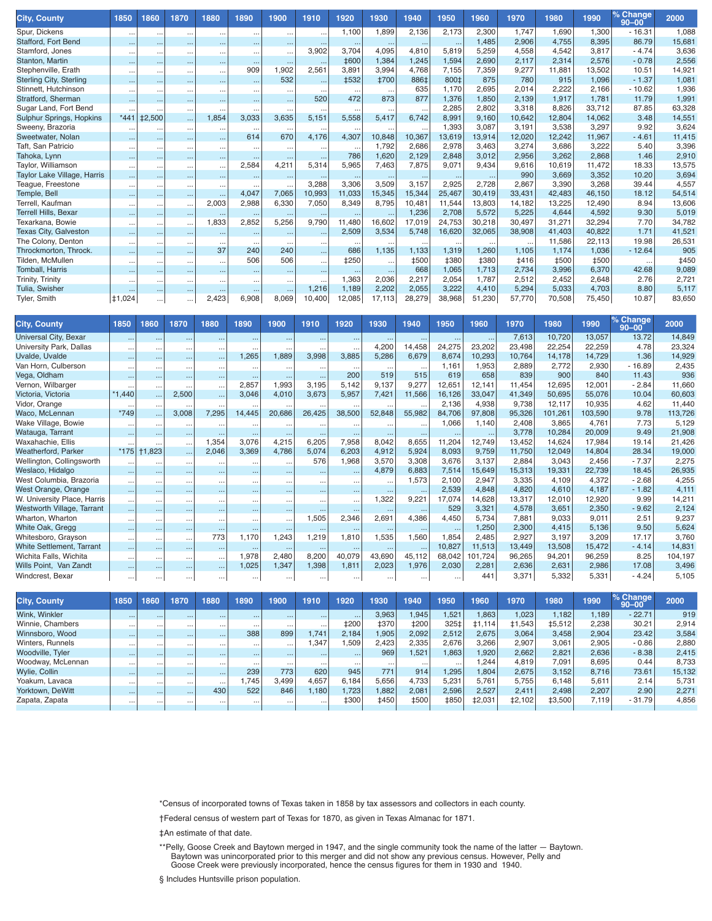| City, County | 1850 | 1860 | 1870 | 1880 | 1890 | 1900 | 1910 | 1920 | 1930 | 1940 | 1950 | 1960 | 1970 | 1980 | 1990 | % Change 90–00 | 2000 |
|---|---|---|---|---|---|---|---|---|---|---|---|---|---|---|---|---|---|
| Spur, Dickens | ... | ... | ... | ... | ... | ... | ... | 1,100 | 1,899 | 2,136 | 2,173 | 2,300 | 1,747 | 1,690 | 1,300 | - 16.31 | 1,088 |
| Stafford, Fort Bend | ... | ... | ... | ... | ... | ... | ... | ... | ... | ... | ... | 1,485 | 2,906 | 4,755 | 8,395 | 86.79 | 15,681 |
| Stamford, Jones | ... | ... | ... | ... | ... | ... | 3,902 | 3,704 | 4,095 | 4,810 | 5,819 | 5,259 | 4,558 | 4,542 | 3,817 | - 4.74 | 3,636 |
| Stanton, Martin | ... | ... | ... | ... | ... | ... | ... | ‡600 | 1,384 | 1,245 | 1,594 | 2,690 | 2,117 | 2,314 | 2,576 | - 0.78 | 2,556 |
| Stephenville, Erath | ... | ... | ... | ... | 909 | 1,902 | 2,561 | 3,891 | 3,994 | 4,768 | 7,155 | 7,359 | 9,277 | 11,881 | 13,502 | 10.51 | 14,921 |
| Sterling City, Sterling | ... | ... | ... | ... | ... | 532 | ... | ‡532 | ‡700 | 886‡ | 800‡ | 875 | 780 | 915 | 1,096 | - 1.37 | 1,081 |
| Stinnett, Hutchinson | ... | ... | ... | ... | ... | ... | ... | ... | ... | 635 | 1,170 | 2,695 | 2,014 | 2,222 | 2,166 | - 10.62 | 1,936 |
| Stratford, Sherman | ... | ... | ... | ... | ... | ... | 520 | 472 | 873 | 877 | 1,376 | 1,850 | 2,139 | 1,917 | 1,781 | 11.79 | 1,991 |
| Sugar Land, Fort Bend | ... | ... | ... | ... | ... | ... | ... | ... | ... | ... | 2,285 | 2,802 | 3,318 | 8,826 | 33,712 | 87.85 | 63,328 |
| Sulphur Springs, Hopkins | *441 | ‡2,500 | ... | 1,854 | 3,033 | 3,635 | 5,151 | 5,558 | 5,417 | 6,742 | 8,991 | 9,160 | 10,642 | 12,804 | 14,062 | 3.48 | 14,551 |
| Sweeny, Brazoria | ... | ... | ... | ... | ... | ... | ... | ... | ... | ... | 1,393 | 3,087 | 3,191 | 3,538 | 3,297 | 9.92 | 3,624 |
| Sweetwater, Nolan | ... | ... | ... | ... | 614 | 670 | 4,176 | 4,307 | 10,848 | 10,367 | 13,619 | 13,914 | 12,020 | 12,242 | 11,967 | - 4.61 | 11,415 |
| Taft, San Patricio | ... | ... | ... | ... | ... | ... | ... | ... | 1,792 | 2,686 | 2,978 | 3,463 | 3,274 | 3,686 | 3,222 | 5.40 | 3,396 |
| Tahoka, Lynn | ... | ... | ... | ... | ... | ... | ... | 786 | 1,620 | 2,129 | 2,848 | 3,012 | 2,956 | 3,262 | 2,868 | 1.46 | 2,910 |
| Taylor, Williamson | ... | ... | ... | ... | 2,584 | 4,211 | 5,314 | 5,965 | 7,463 | 7,875 | 9,071 | 9,434 | 9,616 | 10,619 | 11,472 | 18.33 | 13,575 |
| Taylor Lake Village, Harris | ... | ... | ... | ... | ... | ... | ... | ... | ... | ... | ... | ... | 990 | 3,669 | 3,352 | 10.20 | 3,694 |
| Teague, Freestone | ... | ... | ... | ... | ... | ... | 3,288 | 3,306 | 3,509 | 3,157 | 2,925 | 2,728 | 2,867 | 3,390 | 3,268 | 39.44 | 4,557 |
| Temple, Bell | ... | ... | ... | ... | 4,047 | 7,065 | 10,993 | 11,033 | 15,345 | 15,344 | 25,467 | 30,419 | 33,431 | 42,483 | 46,150 | 18.12 | 54,514 |
| Terrell, Kaufman | ... | ... | ... | 2,003 | 2,988 | 6,330 | 7,050 | 8,349 | 8,795 | 10,481 | 11,544 | 13,803 | 14,182 | 13,225 | 12,490 | 8.94 | 13,606 |
| Terrell Hills, Bexar | ... | ... | ... | ... | ... | ... | ... | ... | ... | 1,236 | 2,708 | 5,572 | 5,225 | 4,644 | 4,592 | 9.30 | 5,019 |
| Texarkana, Bowie | ... | ... | ... | 1,833 | 2,852 | 5,256 | 9,790 | 11,480 | 16,602 | 17,019 | 24,753 | 30,218 | 30,497 | 31,271 | 32,294 | 7.70 | 34,782 |
| Texas City, Galveston | ... | ... | ... | ... | ... | ... | ... | 2,509 | 3,534 | 5,748 | 16,620 | 32,065 | 38,908 | 41,403 | 40,822 | 1.71 | 41,521 |
| The Colony, Denton | ... | ... | ... | ... | ... | ... | ... | ... | ... | ... | ... | ... | ... | 11,586 | 22,113 | 19.98 | 26,531 |
| Throckmorton, Throck. | ... | ... | ... | 37 | 240 | 240 | ... | 686 | 1,135 | 1,133 | 1,319 | 1,260 | 1,105 | 1,174 | 1,036 | - 12.64 | 905 |
| Tilden, McMullen | ... | ... | ... | ... | 506 | 506 | ... | ‡250 | ... | ‡500 | ‡380 | ‡380 | ‡416 | ‡500 | ‡500 | ... | ‡450 |
| Tomball, Harris | ... | ... | ... | ... | ... | ... | ... | ... | ... | 668 | 1,065 | 1,713 | 2,734 | 3,996 | 6,370 | 42.68 | 9,089 |
| Trinity, Trinity | ... | ... | ... | ... | ... | ... | ... | 1,363 | 2,036 | 2,217 | 2,054 | 1,787 | 2,512 | 2,452 | 2,648 | 2.76 | 2,721 |
| Tulia, Swisher | ... | ... | ... | ... | ... | ... | 1,216 | 1,189 | 2,202 | 2,055 | 3,222 | 4,410 | 5,294 | 5,033 | 4,703 | 8.80 | 5,117 |
| Tyler, Smith | ‡1,024 | ... | ... | 2,423 | 6,908 | 8,069 | 10,400 | 12,085 | 17,113 | 28,279 | 38,968 | 51,230 | 57,770 | 70,508 | 75,450 | 10.87 | 83,650 |
| Universal City, Bexar | ... | ... | ... | ... | ... | ... | ... | ... | ... | ... | ... | ... | 7,613 | 10,720 | 13,057 | 13.72 | 14,849 |
| University Park, Dallas | ... | ... | ... | ... | ... | ... | ... | ... | 4,200 | 14,458 | 24,275 | 23,202 | 23,498 | 22,254 | 22,259 | 4.78 | 23,324 |
| Uvalde, Uvalde | ... | ... | ... | ... | 1,265 | 1,889 | 3,998 | 3,885 | 5,286 | 6,679 | 8,674 | 10,293 | 10,764 | 14,178 | 14,729 | 1.36 | 14,929 |
| Van Horn, Culberson | ... | ... | ... | ... | ... | ... | ... | ... | ... | ... | 1,161 | 1,953 | 2,889 | 2,772 | 2,930 | - 16.89 | 2,435 |
| Vega, Oldham | ... | ... | ... | ... | ... | ... | ... | 200 | 519 | 515 | 619 | 658 | 839 | 900 | 840 | 11.43 | 936 |
| Vernon, Wilbarger | ... | ... | ... | ... | 2,857 | 1,993 | 3,195 | 5,142 | 9,137 | 9,277 | 12,651 | 12,141 | 11,454 | 12,695 | 12,001 | - 2.84 | 11,660 |
| Victoria, Victoria | *1,440 | ... | 2,500 | ... | 3,046 | 4,010 | 3,673 | 5,957 | 7,421 | 11,566 | 16,126 | 33,047 | 41,349 | 50,695 | 55,076 | 10.04 | 60,603 |
| Vidor, Orange | ... | ... | ... | ... | ... | ... | ... | ... | ... | ... | 2,136 | 4,938 | 9,738 | 12,117 | 10,935 | 4.62 | 11,440 |
| Waco, McLennan | *749 | ... | 3,008 | 7,295 | 14,445 | 20,686 | 26,425 | 38,500 | 52,848 | 55,982 | 84,706 | 97,808 | 95,326 | 101,261 | 103,590 | 9.78 | 113,726 |
| Wake Village, Bowie | ... | ... | ... | ... | ... | ... | ... | ... | ... | ... | 1,066 | 1,140 | 2,408 | 3,865 | 4,761 | 7.73 | 5,129 |
| Watauga, Tarrant | ... | ... | ... | ... | ... | ... | ... | ... | ... | ... | ... | ... | 3,778 | 10,284 | 20,009 | 9.49 | 21,908 |
| Waxahachie, Ellis | ... | ... | ... | 1,354 | 3,076 | 4,215 | 6,205 | 7,958 | 8,042 | 8,655 | 11,204 | 12,749 | 13,452 | 14,624 | 17,984 | 19.14 | 21,426 |
| Weatherford, Parker | *175 | †1,823 | ... | 2,046 | 3,369 | 4,786 | 5,074 | 6,203 | 4,912 | 5,924 | 8,093 | 9,759 | 11,750 | 12,049 | 14,804 | 28.34 | 19,000 |
| Wellington, Collingsworth | ... | ... | ... | ... | ... | ... | 576 | 1,968 | 3,570 | 3,308 | 3,676 | 3,137 | 2,884 | 3,043 | 2,456 | - 7.37 | 2,275 |
| Weslaco, Hidalgo | ... | ... | ... | ... | ... | ... | ... | ... | 4,879 | 6,883 | 7,514 | 15,649 | 15,313 | 19,331 | 22,739 | 18.45 | 26,935 |
| West Columbia, Brazoria | ... | ... | ... | ... | ... | ... | ... | ... | ... | 1,573 | 2,100 | 2,947 | 3,335 | 4,109 | 4,372 | - 2.68 | 4,255 |
| West Orange, Orange | ... | ... | ... | ... | ... | ... | ... | ... | ... | ... | 2,539 | 4,848 | 4,820 | 4,610 | 4,187 | - 1.82 | 4,111 |
| W. University Place, Harris | ... | ... | ... | ... | ... | ... | ... | ... | 1,322 | 9,221 | 17,074 | 14,628 | 13,317 | 12,010 | 12,920 | 9.99 | 14,211 |
| Westworth Village, Tarrant | ... | ... | ... | ... | ... | ... | ... | ... | ... | ... | 529 | 3,321 | 4,578 | 3,651 | 2,350 | - 9.62 | 2,124 |
| Wharton, Wharton | ... | ... | ... | ... | ... | ... | 1,505 | 2,346 | 2,691 | 4,386 | 4,450 | 5,734 | 7,881 | 9,033 | 9,011 | 2.51 | 9,237 |
| White Oak, Gregg | ... | ... | ... | ... | ... | ... | ... | ... | ... | ... | ... | 1,250 | 2,300 | 4,415 | 5,136 | 9.50 | 5,624 |
| Whitesboro, Grayson | ... | ... | ... | 773 | 1,170 | 1,243 | 1,219 | 1,810 | 1,535 | 1,560 | 1,854 | 2,485 | 2,927 | 3,197 | 3,209 | 17.17 | 3,760 |
| White Settlement, Tarrant | ... | ... | ... | ... | ... | ... | ... | ... | ... | ... | 10,827 | 11,513 | 13,449 | 13,508 | 15,472 | - 4.14 | 14,831 |
| Wichita Falls, Wichita | ... | ... | ... | ... | 1,978 | 2,480 | 8,200 | 40,079 | 43,690 | 45,112 | 68,042 | 101,724 | 96,265 | 94,201 | 96,259 | 8.25 | 104,197 |
| Wills Point, Van Zandt | ... | ... | ... | ... | 1,025 | 1,347 | 1,398 | 1,811 | 2,023 | 1,976 | 2,030 | 2,281 | 2,636 | 2,631 | 2,986 | 17.08 | 3,496 |
| Windcrest, Bexar | ... | ... | ... | ... | ... | ... | ... | ... | ... | ... | ... | 441 | 3,371 | 5,332 | 5,331 | - 4.24 | 5,105 |
| Wink, Winkler | ... | ... | ... | ... | ... | ... | ... | ... | 3,963 | 1,945 | 1,521 | 1,863 | 1,023 | 1,182 | 1,189 | - 22.71 | 919 |
| Winnie, Chambers | ... | ... | ... | ... | ... | ... | ... | ‡200 | ‡370 | ‡200 | 325‡ | ‡1,114 | ‡1,543 | ‡5,512 | 2,238 | 30.21 | 2,914 |
| Winnsboro, Wood | ... | ... | ... | ... | 388 | 899 | 1,741 | 2,184 | 1,905 | 2,092 | 2,512 | 2,675 | 3,064 | 3,458 | 2,904 | 23.42 | 3,584 |
| Winters, Runnels | ... | ... | ... | ... | ... | ... | 1,347 | 1,509 | 2,423 | 2,335 | 2,676 | 3,266 | 2,907 | 3,061 | 2,905 | - 0.86 | 2,880 |
| Woodville, Tyler | ... | ... | ... | ... | ... | ... | ... | ... | 969 | 1,521 | 1,863 | 1,920 | 2,662 | 2,821 | 2,636 | - 8.38 | 2,415 |
| Woodway, McLennan | ... | ... | ... | ... | ... | ... | ... | ... | ... | ... | ... | 1,244 | 4,819 | 7,091 | 8,695 | 0.44 | 8,733 |
| Wylie, Collin | ... | ... | ... | ... | 239 | 773 | 620 | 945 | 771 | 914 | 1,295 | 1,804 | 2,675 | 3,152 | 8,716 | 73.61 | 15,132 |
| Yoakum, Lavaca | ... | ... | ... | ... | 1,745 | 3,499 | 4,657 | 6,184 | 5,656 | 4,733 | 5,231 | 5,761 | 5,755 | 6,148 | 5,611 | 2.14 | 5,731 |
| Yorktown, DeWitt | ... | ... | ... | 430 | 522 | 846 | 1,180 | 1,723 | 1,882 | 2,081 | 2,596 | 2,527 | 2,411 | 2,498 | 2,207 | 2.90 | 2,271 |
| Zapata, Zapata | ... | ... | ... | ... | ... | ... | ... | ‡300 | ‡450 | ‡500 | ‡850 | ‡2,031 | ‡2,102 | ‡3,500 | 7,119 | - 31.79 | 4,856 |

*Census of incorporated towns of Texas taken in 1858 by tax assessors and collectors in each county.

†Federal census of western part of Texas for 1870, as given in Texas Almanac for 1871.

‡An estimate of that date.

**Pelly, Goose Creek and Baytown merged in 1947, and the single community took the name of the latter — Baytown. Baytown was unincorporated prior to this merger and did not show any previous census. However, Pelly and Goose Creek were previously incorporated, hence the census figures for them in 1930 and 1940.

§ Includes Huntsville prison population.